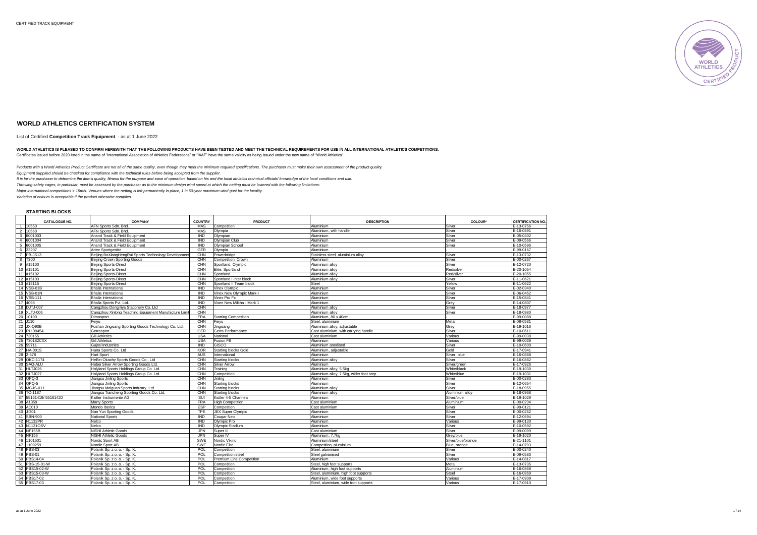# WORLD ATHLETICS CERTIFICATION SYSTEM

List of Certified **Competition Track Equipment** - as at 1 June 2022

**WORLD ATHLETICS IS PLEASED TO CONFIRM HEREWITH THAT THE FOLLOWING PRODUCTS HAVE BEEN TESTED AND MEET THE TECHNICAL REQUIREMENTS FOR USE IN ALL INTERNATIONAL ATHLETICS COMPETITIONS.**

Certificates issued before 2020 listed in the name of "International Association of Athletics Federations" or "IAAF" have the same validity as being issued under the new name of "World Athletics".

*Products with a World Athletics Product Certificate are not all of the same quality, even though they meet the minimum required specifications. The purchaser must make their own assessment of the product quality.*

*Equipment supplied should be checked for compliance with the technical rules before being accepted from the supplier.*

*It is for the purchaser to determine the item's quality, fitness for the purpose and ease of operation, based on his and the local athletics technical officials' knowledge of the local conditions and use.*

*Throwing safety cages, in particular, must be assessed by the purchaser as to the minimum design wind speed at which the netting must be lowered with the following limitations:*

*Major international competitions > 15m/s. Venues where the netting is left permanently in place, 1 in 50-year maximum wind gust for the locality.*

*Variation of colours is acceptable if the product otherwise complies.*

### STARTING BLOCKS

| | CATALOGUE NO. | COMPANY | COUNTRY | PRODUCT | DESCRIPTION | COLOUR* | CERTIFICATION NO. |
|---|---|---|---|---|---|---|---|
| 1 | 10550 | AFN Sports Sdn. Bhd. | MAS | Competition | Aluminium | Silver | E-13-0756 |
| 2 | 10560 | AFN Sports Sdn. Bhd. | MAS | Olympia | Aluminium, with handle | Silver | E-16-0891 |
| 3 | 6001003 | Anand Track & Field Equipment | IND | Olympian | Aluminium | Silver | E-05-0402 |
| 4 | 6001004 | Anand Track & Field Equipment | IND | Olympian Club | Aluminium | Silver | E-09-0566 |
| 5 | 6001005 | Anand Track & Field Equipment | IND | Olympian School | Aluminium | Silver | E-10-0596 |
| 6 | 23207 | Artec Sportgeräte | GER | Olympia | Aluminium | - | E-99-0167 |
| 7 | PB-JS13 | Beijing BoXiangHengRui Sports Technology Development | CHN | Powerbridge | Stainless steel, aluminium alloy | Silver | E-13-0732 |
| 8 | T300 | Beijing Crown Sporting Goods | CHN | Competition, Crown | Aluminium | Silver | E-00-0267 |
| 9 | #15100 | Beijing Sports-Direct | CHN | Sportland, Olympic | Aluminium alloy | Silver | E-12-0720 |
| 10 | #15101 | Beijing Sports-Direct | CHN | Elite, Sportland | Aluminium alloy | Red/silver | E-20-1054 |
| 11 | #15102 | Beijing Sports-Direct | CHN | Sportland | Aluminium alloy | Red/silver | E-20-1055 |
| 12 | #15103 | Beijing Sports-Direct | CHN | Sportland I Inter block | Aluminium alloy | Silver | E-11-0621 |
| 13 | #15115 | Beijing Sports-Direct | CHN | Sportland II Team block | Steel | Yellow | E-11-0622 |
| 14 | VSB-01B | Bhalla International | IND | Vinex Olympic | Aluminium | Silver | E-02-0340 |
| 15 | VSB-01N | Bhalla International | IND | Vinex New Olympic Mark-I | Aluminium | Silver | E-06-0452 |
| 16 | VSB-111 | Bhalla International | IND | Vinex Pro Fx | Aluminium | Silver | E-15-0841 |
| 17 | 4098 | Bhalla Sports Pvt. Ltd. | IND | Vixen New Milkha - Mark 1 | Aluminium | Grey | E-14-0807 |
| 18 | DJTJ-007 | Cangzhou Dongjiliya Stationery Co. Ltd | CHN | | Aluminium alloy | Silver | E-18-0977 |
| 19 | XLTJ-006 | Cangzhou Xinlong Teaching Equipment Manufacture Limit | CHN | | Aluminium alloy | Silver | E-18-0980 |
| 20 | 10100 | Dimasport | FRA | Starting Competition | Aluminium, 80 x 40cm | - | E-99-0088 |
| 21 | J110 | Feiyu | CHN | Feiyu | Steel, aluminium | Metal | E-08-0531 |
| 22 | JX-Q90B | Foshan Jingxiang Sporting Goods Technology Co. Ltd. | CHN | Jingxiang | Aluminium alloy, adjustable | Grey | E-19-1016 |
| 23 | RU 09454 | Getrasport | GER | Getra Performance | Cast aluminium, with carrying handle | Silver | E-10-0611 |
| 24 | 730155 | Gill Athletics | USA | National | Cast aluminium | Various | E-99-0038 |
| 25 | 730182CXX | Gill Athletics | USA | Fusion F8 | Aluminium | Various | E-99-0039 |
| 26 | 59711 | Gujral Industries | IND | GISCO | Aluminium anodised | Silver | E-10-0600 |
| 27 | HA-001S | Hana Sports Co. Ltd | KOR | Starting blocks Gold | Aluminium, adjustable | Gold | E-17-0941 |
| 28 | 2-578 | Hart Sport | AUS | International | Aluminium | Silver, blue | E-16-0888 |
| 29 | OKC-1174 | HeBei Okachy Sports Goods Co., Ltd | CHN | Starting blocks | Aluminium alloy | Silver | E-16-0882 |
| 30 | SAQ-ALU | Hebei Silver Arrow Sporting Goods Ltd. | CHN | Silver Arrow | Aluminium | Silver/green | E-17-0926 |
| 31 | HLTJ026 | Holyland Sports Holdings Group Co. Ltd. | CHN | Training | Aluminium alloy, 5.5kg | White/black | E-19-1030 |
| 32 | HLTJ027 | Holyland Sports Holdings Group Co. Ltd. | CHN | Competition | Aluminium alloy, 7.5kg, wider foot step | White/blue | E-19-1031 |
| 33 | QPQ-3 | Jiangsu Jinling Sports | CHN | Jinling | Aluminium | Silver | E-00-0283 |
| 34 | QPQ-5 | Jiangsu Jinling Sports | CHN | Starting blocks | Aluminium | Silver | E-12-0654 |
| 35 | MGJS-011 | Jiangsu Maiguan Sports Industry, Ltd. | CHN | Starting blocks | Aluminium alloy | Silver | E-18-0955 |
| 36 | TC-1187 | Jiangsu Tiancheng Sporting Goods Co. Ltd. | CHN | Starting blocks | Aluminium alloy | Aluminium alloy | E-18-0968 |
| 37 | 55161419/ 55161420 | Kistler Instrumente AG | SUI | Kistler 4-5 Channels | Aluminium | Silver/blue | E-19-1029 |
| 38 | A1359 | Marty Sports | FRA | High Competition | Cast aluminium | Aluminium | E-00-0234 |
| 39 | AC010 | Mondo Iberica | ESP | Competition | Cast aluminium | Silver | E-99-0121 |
| 40 | J-301 | Nan Yun Sporting Goods | TPE | JEX Super Olympic | Aluminium | Silver | E-00-0252 |
| 41 | SBN-900 | National Sports | IND | Cougar Neo | Aluminium | Silver | E-12-0694 |
| 42 | N1132PR | Nelco | IND | Olympic Pro | Aluminium | Various | E-99-0130 |
| 43 | N1131OSV | Nelco | IND | Olympic Stadium | Aluminium | Silver | E-10-0592 |
| 44 | NF155B | NISHI Athletic Goods | JPN | Super III | Cast aluminium | Silver | E-99-0099 |
| 45 | NF156 | NISHI Athletic Goods | JPN | Super IV | Aluminium, 7.7kg | Grey/blue | E-19-1020 |
| 46 | 1101501 | Nordic Sport AB | SWE | Nordic Viking | Aluminium/steel | Silver/blue/orange | E-21-1101 |
| 47 | 1109259 | Nordic Sport AB | SWE | Nordic Elite | Competition, aluminium | Blue, orange | E-14-0793 |
| 48 | PBS-03 | Polanik Sp. z o. o. - Sp. K. | POL | Competition | Steel, aluminium | Silver | E-00-0240 |
| 49 | PBS-01 | Polanik Sp. z o. o. - Sp. K. | POL | Competition steel | Steel galvanised | Silver | E-09-0583 |
| 50 | PBS14-04 | Polanik Sp. z o. o. - Sp. K. | POL | Premium Line Competition | Aluminium | Various | E-14-0817 |
| 51 | PBS-15-01-W | Polanik Sp. z o. o. - Sp. K. | POL | Competition | Steel, high foot supports | Metal | E-13-0735 |
| 52 | PBS15-02-W | Polanik Sp. z o. o. - Sp. K. | POL | Competition | Aluminium, high foot supports | Aluminium | E-16-0868 |
| 53 | PBS15-03-W | Polanik Sp. z o. o. - Sp. K. | POL | Competition | Steel, aluminium, high foot supports | Steel | E-16-0869 |
| 54 | PBS17-02 | Polanik Sp. z o. o. - Sp. K. | POL | Competition | Aluminium, wide foot supports | Various | E-17-0909 |
| 55 | PBS17-03 | Polanik Sp. z o. o. - Sp. K. | POL | Competition | Steel, aluminium, wide foot supports | Various | E-17-0910 |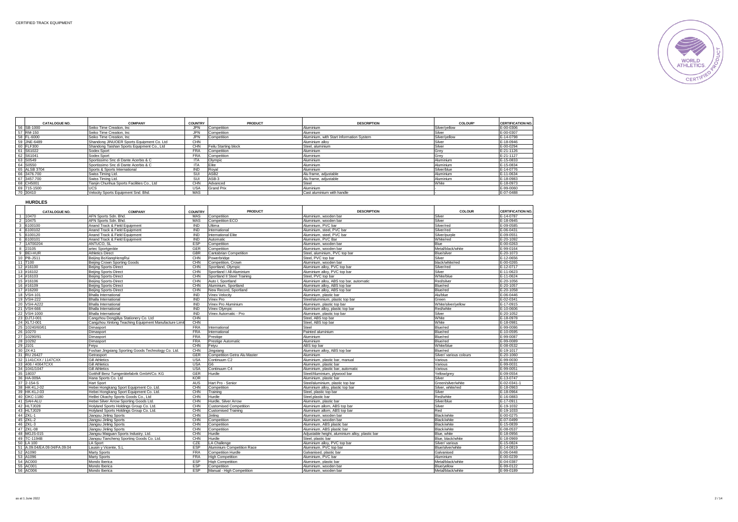CERTIFIED TRACK EQUIPMENT

| | CATALOGUE NO. | COMPANY | COUNTRY | PRODUCT | DESCRIPTION | COLOUR* | CERTIFICATION NO. |
|---|---|---|---|---|---|---|---|
| 56 | SB-1000 | Seiko Time Creation, Inc | JPN | Competition | Aluminium | Silver/yellow | E-00-0306 |
| 57 | RM-150 | Seiko Time Creation, Inc | JPN | Competition | Aluminium | Silver | E-00-0307 |
| 58 | FL-6000 | Seiko Time Creation, Inc | JPN | Competition | Aluminium, with Start Information System | Silver/yellow | E-14-0798 |
| 59 | JNE-6489 | Shandong JINUOER Sports Equipment Co. Ltd | CHN | | Aluminium alloy | Silver | E-18-0946 |
| 60 | FLF300 | Shandong Taishan Sports Equipment Co., Ltd | CHN | Feilu Starting block | Steel, aluminium | Silver | E-00-0294 |
| 61 | S61022 | Sodex Sport | FRA | Competition | Aluminium | Grey | E-21-1126 |
| 62 | S61041 | Sodex Sport | FRA | Competition | Aluminium | Grey | E-21-1127 |
| 63 | S0549 | Sportissimo Snc di Dante Acerbis & C | ITA | Olympic | Aluminium | Aluminium | E-15-0833 |
| 64 | S0550 | Sportissimo Snc di Dante Acerbis & C | ITA | Elite | Aluminium | Aluminium | E-15-0834 |
| 65 | ALSB 3704 | Sports & Sports International | IND | Royal | Aluminium | Silver/blue | E-14-0776 |
| 66 | 3476.700 | Swiss Timing Ltd. | SUI | ASB2 | Alu frame, adjustable | Aluminium | E-11-0634 |
| 67 | 3457.700 | Swiss Timing Ltd. | SUI | ASB-3 | Alu frame, adjustable | Aluminium | E-18-0983 |
| 68 | CH5001 | Tianjin Chunhua Sports Facilities Co., Ltd | CHN | Advanced | Steel | White | E-18-0973 |
| 69 | 715-1500 | UCS | USA | Grand Prix | Aluminium | - | E-99-0060 |
| 70 | 30410 | Velocity Sports Equipment Snd. Bhd. | MAS | | Cast aluminium with handle | - | E-07-0488 |

## HURDLES

| | CATALOGUE NO. | COMPANY | COUNTRY | PRODUCT | DESCRIPTION | COLOUR | CERTIFICATION NO. |
|---|---|---|---|---|---|---|---|
| 1 | 10470 | AFN Sports Sdn. Bhd. | MAS | Competition | Aluminium, wooden bar | Silver | E-14-0787 |
| 2 | 10475 | AFN Sports Sdn. Bhd. | MAS | Competition ECO | Aluminium, wooden bar | Silver | E-18-0945 |
| 3 | 6100100 | Anand Track & Field Equipment | IND | Ultima | Aluminium, PVC bar | Silver/red | E-09-0585 |
| 4 | 6100102 | Anand Track & Field Equipment | IND | International | Aluminium, steel, PVC bar | Silver/red | E-06-0431 |
| 5 | 6100120 | Anand Track & Field Equipment | IND | International Elite | Aluminium, steel, PVC bar | Silver/purple | E-09-0551 |
| 6 | 6100101 | Anand Track & Field Equipment | IND | Automatic | Aluminium, PVC Bar | White/red | E-20-1092 |
| 7 | 1AT00204 | ANTUCO, SL | ESP | Competition | Aluminium, wooden bar | Blue | E-00-0263 |
| 8 | 23105 | artec Sportgeräte | GER | Competition | Aluminium, wooden bar | Metal/black/white | E-99-0164 |
| 9 | BEI-HUR | Athletics Direct | GBR | Cantabrian Competition | Steel, aluminium, PVC top bar | Blue/silver | E-20-1073 |
| 10 | PB-JS11 | Beijing BoXiangHengRui | CHN | Powerbridge | Steel, PVC top bar | Silver | E-12-0656 |
| 11 | T100 | Beijing Crown Sporting Goods | CHN | Competition, Crown | Aluminium, wooden bar | black/white/red | E-00-0265 |
| 12 | #16100 | Beijing Sports-Direct | CHN | Sportland, Olympic | Aluminium alloy, PVC top bar | Silver/red | E-12-0717 |
| 13 | #16102 | Beijing Sports-Direct | CHN | Sportland I All-Aluminium | Aluminium alloy, PVC top bar | Silver | E-11-0623 |
| 14 | #16103 | Beijing Sports-Direct | CHN | Sportland II Steel Training | Steel, PVC top bar | White/blue | E-11-0624 |
| 15 | #16106 | Beijing Sports-Direct | CHN | Auto I, Sportland | Aluminium alloy, ABS top bar, automatic | Red/silver | E-20-1056 |
| 16 | #16109 | Beijing Sports-Direct | CHN | Aluminium, Sportland | Aluminium alloy, ABS top bar | Blue/red | E-20-1057 |
| 17 | #16200 | Beijing Sports-Direct | CHN | New Record, Sportland | Aluminium alloy, ABS top bar | Blue/red | E-20-1058 |
| 18 | VSH-101 | Bhalla International | IND | Vinex Velocity | Aluminium, plastic bar | Alu/blue | E-06-0446 |
| 19 | VSH-222 | Bhalla International | IND | Vinex Pro | Steel/aluminium, plastic top bar | Green | E-02-0341 |
| 20 | VSH-A222 | Bhalla International | IND | Vinex Pro Aluminium | Aluminium, plastic top bar | White/silver/yellow | E-17-0915 |
| 21 | VSH-666 | Bhalla International | IND | Vinex Olympic | Aluminium alloy, plastic top bar | Red/white | E-10-0606 |
| 22 | VSH-1000 | Bhalla International | IND | Vinex Automatic - Pro | Aluminium, plastic top bar | Silver | E-20-1052 |
| 23 | DJTJ-001 | Cangzhou Dongjiliya Stationery Co. Ltd | CHN | | Steel, ABS top bar | White | E-18-0978 |
| 24 | XLTJ-001 | Cangzhou Xinlong Teaching Equipment Manufacture Limit | CHN | | Steel, ABS top bar | White | E-18-0981 |
| 25 | 10240/60/61 | Dimasport | FRA | International | Steel | Blue/red | E-99-0086 |
| 26 | 10270 | Dimasport | FRA | International | Painted aluminium | Blue/red | E-10-0595 |
| 27 | 10290/91 | Dimasport | FRA | Prestige | Aluminium | Blue/red | E-99-0087 |
| 28 | 10292 | Dimasport | FRA | Prestige Automatic | Aluminium | Blue/red | E-99-0089 |
| 29 | J101 | Feiyu | CHN | Feiyu | ABS top bar | White/blue | E-08-0532 |
| 30 | JX-K1 | Foshan Jingxiang Sporting Goods Technology Co. Ltd. | CHN | Jingxiang | Aluminium alloy, ABS top bar | Blue/red | E-19-1017 |
| 31 | RU 26427 | Getrasport | GER | Competition Getra Alu Master | Aluminium | Silver/ various colours | E-20-1060 |
| 32 | 1141CXX / 1147CXX | Gill Athletics | USA | Continuum C2 | Aluminium, plastic bar, manual | Various | E-99-0030 |
| 33 | 406 / 40647CXX | Gill Athletics | USA | G6 | Aluminium, plastic bar | Various | E-99-0031 |
| 34 | 1041/1047 | Gill Athletics | USA | Continuum C4 | Aluminium, plastic bar, automatic | Various | E-99-0051 |
| 35 | 18037 | Gotthilf Benz Turngerätefabrik GmbH/Co. KG | GER | Hurdle | Steel/Aluminium, plywood bar | Yellow/grey | E-09-0554 |
| 36 | HA-009A | Hana Sports Co. Ltd | KOR | | Aluminium, plastic bar | Silver | E-13-0747 |
| 37 | 2-154-S | Hart Sport | AUS | Hart Pro - Senior | Steel/aluminium, plastic top bar | Green/silver/white | E-02-0341-1 |
| 38 | HK-KLJ-02 | Hebei Hongkang Sport Equipment Co. Ltd. | CHN | Competition | Aluminium alloy, plastic top bar | Silver, white/red | E-18-0963 |
| 39 | HK-KLJ-03 | Hebei Hongkang Sport Equipment Co. Ltd. | CHN | Training | Steel, plastic top bar | Silver | E-18-0964 |
| 40 | OKC-1180 | HeBei Okachy Sports Goods Co., Ltd | CHN | Hurdle | Steel,plastic bar | Red/white | E-16-0883 |
| 41 | SAH-ALU | Hebei Silver Arrow Sporting Goods Ltd. | CHN | Hurdle, Silver Arrow | Aluminium, plastic bar | Silver/blue | E-17-0911 |
| 42 | HLTJ028 | Holyland Sports Holdings Group Co. Ltd. | CHN | Customised Competition | Aluminium allom, ABS top bar | Silver | E-19-1032 |
| 43 | HLTJ029 | Holyland Sports Holdings Group Co. Ltd. | CHN | Customised Training | Aluminium allom, ABS top bar | Red | E-19-1033 |
| 44 | ZKL-1 | Jiangsu Jinling Sports | CHN | Jinling | Aluminium, wooden bar | Black/white | E-00-0275 |
| 45 | ZKL-2 | Jiangsu Jinling Sports | CHN | Competition | Aluminium, wooden bar | Black/white | E-07-0499 |
| 46 | ZKL-3 | Jiangsu Jinling Sports | CHN | Competition | Aluminium, ABS plastic bar | Black/white | E-15-0839 |
| 47 | ZKL-08 | Jiangsu Jinling Sports | CHN | Competition | Aluminium, ABS plastic bar | Black/white | E-08-0537 |
| 48 | MGJS-015 | Jiangsu Maiguan Sports Industry. Ltd. | CHN | Hurdle | Adjustable height, aluminium alloy, plastic bar | Blue, white | E-18-0956 |
| 49 | TC-1194B | Jiangsu Tiancheng Sporting Goods Co. Ltd. | CHN | Hurdle | Steel, plastic bar | Blue, black/white | E-18-0969 |
| 50 | LA 100 | LA Sport | CZE | LA Challenge | Aluminium alloy, PVC top bar | Silver/ various | E-15-0824 |
| 51 | A.09.04/EA.09.04/FA.09.04 | Lausin y Vicente, S.L | ESP | Aluminium Competition Race | Aluminium, PVC top bar | Blue/silver/white | E-14-0819 |
| 52 | A1090 | Marty Sports | FRA | Competition Hurdle | Galvanised, plastic bar | Galvanised | E-06-0448 |
| 53 | A1096 | Marty Sports | FRA | High Competition | Aluminium, PVC bar | Aluminium | E-00-0239 |
| 54 | AC000 | Mondo Iberica | ESP | High Competition | Aluminium, plastic bar | Metal/black/white | E-04-0387 |
| 55 | AC001 | Mondo Iberica | ESP | Competition | Aluminium, wooden bar | Blue/yellow | E-99-0122 |
| 56 | AC006 | Mondo Iberica | ESP | Manual - High Competition | Aluminium, wooden bar | Metal/black/white | E-99-0189 |

as at 1 June 2022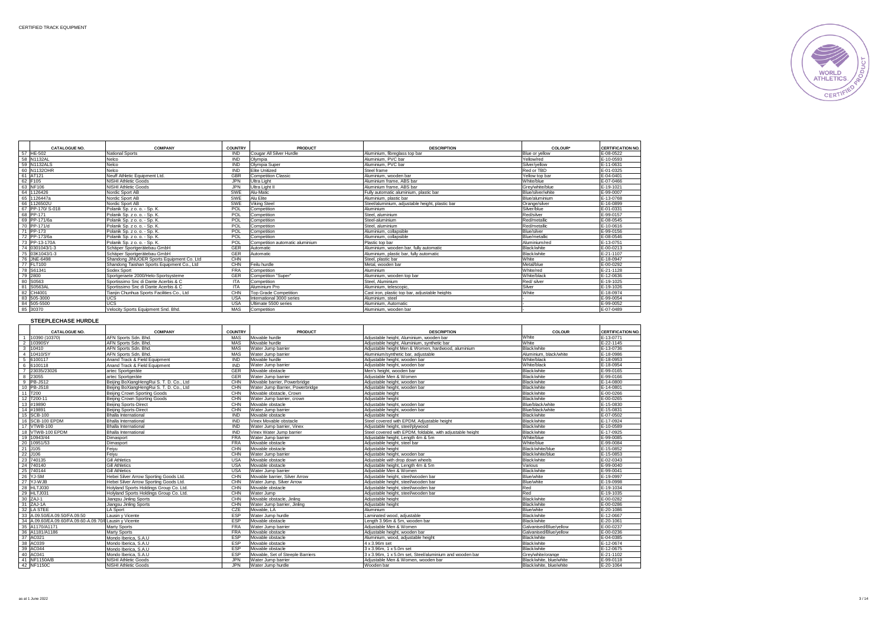CERTIFIED TRACK EQUIPMENT

|  | CATALOGUE NO. | COMPANY | COUNTRY | PRODUCT | DESCRIPTION | COLOUR* | CERTIFICATION NO. |
|---|---|---|---|---|---|---|---|
| 57 | HE-502 | National Sports | IND | Cougar All Silver Hurdle | Aluminium, fibreglass top bar | Blue or yellow | E-08-0522 |
| 58 | N1132AL | Nelco | IND | Olympia | Aluminium, PVC bar | Yellow/red | E-10-0593 |
| 59 | N1132ALS | Nelco | IND | Olympia Super | Aluminium, PVC bar | Silver/yellow | E-11-0631 |
| 60 | N1132OHR | Nelco | IND | Elite Unitized | Steel frame | Red or TBD | E-01-0325 |
| 61 | AT121 | Neuff Athletic Equipment Ltd. | GBR | Competition Classic | Aluminium, wooden bar | Yellow top bar | E-04-0401 |
| 62 | F105 | NISHI Athletic Goods | JPN | Ultra Light | Aluminium frame, ABS bar | White/blue | E-07-0466 |
| 63 | NF106 | NISHI Athletic Goods | JPN | Ultra Light II | Aluminium frame, ABS bar | Grey/white/blue | E-19-1021 |
| 64 | 1126426 | Nordic Sport AB | SWE | Alu-Matic | Fully automatic aluminium, plastic bar | Blue/silver/white | E-99-0007 |
| 65 | 1126447a | Nordic Sport AB | SWE | Alu Elite | Aluminium, plastic bar | Blue/aluminium | E-13-0768 |
| 66 | 1126502U | Nordic Sport AB | SWE | Viking Steel | Steel/aluminium, adjustable height, plastic bar | Orange/silver | E-16-0899 |
| 67 | PP-170/ S-018 | Polanik Sp. z o. o. - Sp. K. | POL | Competition | Aluminium | Silver/blue | E-01-0331 |
| 68 | PP-171 | Polanik Sp. z o. o. - Sp. K. | POL | Competition | Steel, aluminium | Red/silver | E-99-0157 |
| 69 | PP-171/6a | Polanik Sp. z o. o. - Sp. K. | POL | Competition | Steel-aluminium | Red/metallic | E-08-0545 |
| 70 | PP-171/d | Polanik Sp. z o. o. - Sp. K. | POL | Competition | Steel, aluminium | Red/metallic | E-10-0616 |
| 71 | PP-173 | Polanik Sp. z o. o. - Sp. K. | POL | Competition | Aluminium, collapsible | Blue/silver | E-99-0156 |
| 72 | PP-173/6a | Polanik Sp. z o. o. - Sp. K. | POL | Competition | Aluminium, collapsible | Blue/metallic | E-08-0546 |
| 73 | PP-13-170A | Polanik Sp. z o. o. - Sp. K. | POL | Competition automatic aluminium | Plastic top bar | Aluminium/red | E-13-0751 |
| 74 | 03t1043/1-3 | Schäper Sportgerätebau GmbH | GER | Automatic | Aluminium, wooden bar, fully automatic | Black/white | E-00-0213 |
| 75 | 03K1043/1-3 | Schäper Sportgerätebau GmbH | GER | Automatic | Aluminium, plastic bar, fully automatic | Black/white | E-21-1107 |
| 76 | JNE-6498 | Shandong JINUOER Sports Equipment Co. Ltd | CHN |  | Steel, plastic bar | White | E-18-0947 |
| 77 | FLT100 | Shandong Taishan Sports Equipment Co., Ltd | CHN | Feilu hurdle | Metal, wooden bar | Metal/blue | E-00-0292 |
| 78 | S61341 | Sodex Sport | FRA | Competition | Aluminium | White/red | E-21-1128 |
| 79 | 2800 | Sportgeraete 2000/Helo-Sportsysteme | GER | Competition "Super" | Aluminium, wooden top bar | White/black | E-12-0636 |
| 80 | S0563 | Sportissimo Snc di Dante Acerbis & C | ITA | Competition | Steel, Aluminium | Red/ silver | E-19-1025 |
| 81 | S0563AL | Sportissimo Snc di Dante Acerbis & C | ITA | Aluminium Pro | Aluminium, telescopic, | Silver | E-19-1026 |
| 82 | CH4001 | Tianjin Chunhua Sports Facilities Co., Ltd | CHN | Top Grade Competition | Cast iron, plastic top bar, adjustable heights | White | E-18-0974 |
| 83 | 505-3000 | UCS | USA | International 3000 series | Aluminium, steel | - | E-99-0054 |
| 84 | 505-5500 | UCS | USA | Ultimate 5500 series | Aluminium, Automatic | - | E-99-0052 |
| 85 | 30370 | Velocity Sports Equipment Snd. Bhd. | MAS | Competition | Aluminium, wooden bar | - | E-07-0489 |

## STEEPLECHASE HURDLE

|  | CATALOGUE NO. | COMPANY | COUNTRY | PRODUCT | DESCRIPTION | COLOUR | CERTIFICATION NO. |
|---|---|---|---|---|---|---|---|
| 1 | 10390 (10370) | AFN Sports Sdn. Bhd. | MAS | Movable hurdle | Adjustable height, Aluminium, wooden bar | White | E-13-0771 |
| 2 | 10390SY | AFN Sports Sdn. Bhd. | MAS | Movable hurdle | Adjustable height, Aluminium, synthetic bar | White | E-22-1145 |
| 3 | 10410 | AFN Sports Sdn. Bhd. | MAS | Water Jump barrier | Adjustable height Men & Women, hardwood, aluminium | Black/white | E-13-0736 |
| 4 | 10410/SY | AFN Sports Sdn. Bhd. | MAS | Water Jump barrier | Aluminium/synthetic bar, adjustable | Aluminium, black/white | E-18-0986 |
| 5 | 6100117 | Anand Track & Field Equipment | IND | Movable hurdle | Adjustable height, wooden bar | White/black | E-18-0953 |
| 6 | 6100118 | Anand Track & Field Equipment | IND | Water Jump barrier | Adjustable height, wooden bar | White/black | E-18-0954 |
| 7 | 23035/23026 | artec Sportgeräte | GER | Movable obstacle | Men's height, wooden bar | Black/white | E-99-0165 |
| 8 | 23055 | artec Sportgeräte | GER | Water Jump barrier | Adjustable Men & Women | Black/white | E-99-0166 |
| 9 | PB-JS12 | Beijing BoXiangHengRui S. T. D. Co., Ltd | CHN | Movable barrier, Powerbridge | Adjustable height, wooden bar | Black/white | E-14-0800 |
| 10 | PB-JS18 | Beijing BoXiangHengRui S. T. D. Co., Ltd | CHN | Water Jump Barrier, Powerbridge | Adjustable height, wooden bar | Black/white | E-14-0801 |
| 11 | T200 | Beijing Crown Sporting Goods | CHN | Movable obstacle, Crown | Adjustable height | Black/white | E-00-0266 |
| 12 | T200-11 | Beijing Crown Sporting Goods | CHN | Water Jump barrier, crown | Adjustable height | Black/white | E-00-0265 |
| 13 | #19890 | Beijing Sports-Direct | CHN | Movable obstacle | Adjustable height, wooden bar | Blue/black/white | E-15-0830 |
| 14 | #19891 | Beijing Sports-Direct | CHN | Water Jump barrier | Adjustable height, wooden bar | Blue/black/white | E-15-0831 |
| 15 | SCB-100 | Bhalla International | IND | Movable obstacle | Adjustable height | Black/white | E-07-0502 |
| 16 | SCB-100 EPDM | Bhalla International | IND | Vinex Movable obstacle | Steel covered with EPDM, Adjustable height | Black/white | E-17-0924 |
| 17 | VTWB-100 | Bhalla International | IND | Water Jump barrier, Vinex | Adjustable height, steel/plywood | Black/white | E-10-0589 |
| 18 | VTWB-100 EPDM | Bhalla International | IND | Vinex Water Jump barrier | Steel covered with EPDM, foldable, with adjustable height | Black/white | E-17-0925 |
| 19 | 10943/44 | Dimasport | FRA | Water Jump barrier | Adjustable height, Length 4m & 5m | White/blue | E-99-0085 |
| 20 | 10951/53 | Dimasport | FRA | Movable obstacle | Adjustable height, steel bar | White/blue | E-99-0084 |
| 21 | J105 | Feiyu | CHN | Movable obstacle | Adjustable height | Black/white/blue | E-15-0852 |
| 22 | J106 | Feiyu | CHN | Water Jump barrier | Adjustable height, wooden bar | Black/white/blue | E-15-0853 |
| 23 | 740135 | Gill Athletics | USA | Movable obstacle | Adjustable with drop down wheels | Black/white | E-02-0343 |
| 24 | 740140 | Gill Athletics | USA | Movable obstacle | Adjustable height, Length 4m & 5m | Various | E-99-0040 |
| 25 | 740144 | Gill Athletics | USA | Water Jump barrier | Adjustable Men & Women | Black/white | E-99-0041 |
| 26 | YJ-SM | Hebei Silver Arrow Sporting Goods Ltd. | CHN | Movable barrier, Silver Arrow | Adjustable height, steel/wooden bar | Blue/white | E-19-0997 |
| 27 | YJ-WJB | Hebei Silver Arrow Sporting Goods Ltd. | CHN | Water Jump, Silver Arrow | Adjustable height, steel/wooden bar | Blue/white | E-19-0998 |
| 28 | HLTJ030 | Holyland Sports Holdings Group Co. Ltd. | CHN | Movable obstacle | Adjustable height, steel/wooden bar | Red | E-19-1034 |
| 29 | HLTJ031 | Holyland Sports Holdings Group Co. Ltd. | CHN | Water Jump | Adjustable height, steel/wooden bar | Red | E-19-1035 |
| 30 | ZAJ-1 | Jiangsu Jinling Sports | CHN | Movable obstacle, Jinling | Adjustable height | Black/white | E-00-0282 |
| 31 | ZAJ-1A | Jiangsu Jinling Sports | CHN | Water Jump barrier, Jinling | Adjustable height | Black/white | E-00-0286 |
| 32 | LA STEE | LA Sport | CZE | Movable, LA | Aluminium | Blue/white | E-20-1086 |
| 33 | A.09.50/EA.09.50/FA.09.50 | Lausin y Vicente | ESP | Water Jump hurdle | Laminated wood, adjustable | Black/white | E-12-0667 |
| 34 | A.09.60/EA.09.60/FA.09.60-A.09.70/E | Lausin y Vicente | ESP | Movable obstacle | Length 3.96m & 5m, wooden bar | Black/white | E-20-1061 |
| 35 | A1170/A1171 | Marty Sports | FRA | Water Jump barrier | Adjustable Men & Women | Galvanised/Blue/yellow | E-00-0237 |
| 36 | A1181/A1186 | Marty Sports | FRA | Movable obstacle | Adjustable height, wooden bar | Galvanised/Blue/yellow | E-00-0236 |
| 37 | AC021 | Mondo Iberica, S.A.U | ESP | Movable obstacle | Aluminium, wood, adjustable height | Black/white | E-04-0385 |
| 38 | AC039 | Mondo Iberica, S.A.U | ESP | Movable obstacle | 4 x 3.96m set | Black/white | E-12-0674 |
| 39 | AC044 | Mondo Iberica, S.A.U | ESP | Movable obstacle | 3 x 3.96m, 1 x 5.0m set | Black/white | E-12-0675 |
| 40 | AC041 | Mondo Iberica, S.A.U | ESP | Movable, Set of Steeple Barriers | 3 x 3.96m, 1 x 5.0m set, Steel/aluminium and wooden bar | Grey/white/orange | E-21-1102 |
| 41 | NF1150A/B | NISHI Athletic Goods | JPN | Water Jump barrier | Adjustable Men & Women, wooden bar | Black/white, blue/white | E-99-0118 |
| 42 | NF1150C | NISHI Athletic Goods | JPN | Water Jump hurdle | Wooden bar | Black/white, blue/white | E-20-1064 |

as at 1 June 2022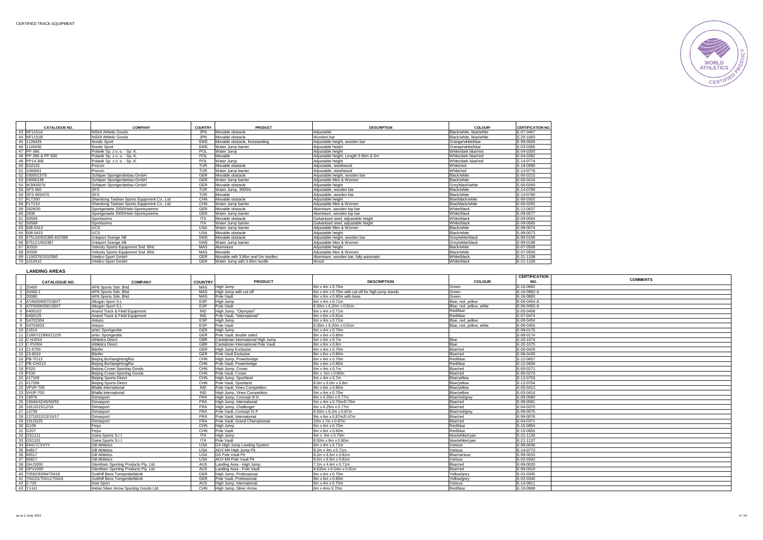CERTIFIED TRACK EQUIPMENT

| | CATALOGUE NO. | COMPANY | COUNTRY | PRODUCT | DESCRIPTION | COLOUR* | CERTIFICATION NO. |
|---|---|---|---|---|---|---|---|
| 43 | NF1151A | NISHI Athletic Goods | JPN | Movable obstacle | Adjustable | Black/white, blue/white | E-07-0467 |
| 44 | NF1151B | NISHI Athletic Goods | JPN | Movable obstacle | Wooden bar | Black/white, blue/white | E-20-1063 |
| 45 | 1126429 | Nordic Sport | SWE | Movable obstacle, freestanding | Adjustable height, wooden bar | Orange/white/blue | E-99-0009 |
| 46 | 1126430 | Nordic Sport | SWE | Water Jump barrier | Adjustable height | Orange/white/blue | E-03-0366 |
| 47 | PP-366 | Polanik Sp. z o. o. - Sp. K. | POL | Water Jump | Adjustable height | White/dark blue/red | E-04-0393 |
| 48 | PP-396 & PP-500 | Polanik Sp. z o. o. - Sp. K. | POL | Movable | Adjustable height, Length 3.96m & 5m | White/dark blue/red | E-04-0392 |
| 49 | PP14-366 | Polanik Sp. z o. o. - Sp. K. | POL | Water Jump | Adjustable height | White/dark blue/red | E-14-0774 |
| 50 | E02102 | Procon | TUR | Movable obstacle | Adjustable, steel/wood | White/red | E-18-0990 |
| 51 | 1060001 | Procon | TUR | Water Jump barrier | Adjustable, steel/wood | White/red | E-14-0778 |
| 52 | 03000137/5 | Schäper Sportgerätebau GmbH | GER | Movable obstacle | Adjustable height, wooden bar | Black/white | E-00-0215 |
| 53 | 03000138 | Schäper Sportgerätebau GmbH | GER | Water Jump barrier | Adjustable Men & Women | Black/white | E-00-0216 |
| 54 | W3005076 | Schäper Sportgerätebau GmbH | GER | Movable obstacle | Adjustable height | Grey/black/white | E-00-0260 |
| 55 | SFS 660 | SFS | TUR | Water Jump, 3000m | Adjustable, wooden bar | Black/white | E-14-0789 |
| 56 | SFS 665/670 | SFS | TUR | Movable | Adjustable, wooden bar | Black/white | E-14-0790 |
| 57 | FLT200 | Shandong Taishan Sports Equipment Co., Ltd | CHN | Movable obstacle | Adjustable height | Blue/black/white | E-00-0302 |
| 58 | FLT210 | Shandong Taishan Sports Equipment Co., Ltd | CHN | Water Jump barrier | Adjustable Men & Women | Blue/black/white | E-00-0293 |
| 59 | 2829/30 | Sportgeraete 2000/Helo-Sportsysteme | GER | Movable obstacle | Aluminium, wooden top bar | White/black | E-12-0637 |
| 60 | 2836 | Sportgeraete 2000/Helo-Sportsysteme | GER | Water Jump barrier | Aluminium, wooden top bar | White/black | E-09-0577 |
| 61 | S0565 | Sportissimo | ITA | Movable obstacle | Galvanised steel, adjustable height | White/black | E-09-0564 |
| 62 | S0568 | Sportissimo | ITA | Water Jump barrier | Galvanised steel, adjustable height | White/black | E-09-0565 |
| 63 | 506-5413 | UCS | USA | Water Jump barrier | Adjustable Men & Women | Black/white | E-99-0074 |
| 64 | 506-5415 | UCS | USA | Movable obstacle | Adjustable height | Black/white | E-99-0073 |
| 65 | 875120/602385-602388 | Unisport Sverige AB | SWE | Movable obstacle | Adjustable height, wooden bar | Grey/white/black | E-99-0199 |
| 66 | 875121/602387 | Unisport Sverige AB | SWE | Water Jump barrier | Adjustable Men & Women | Grey/white/black | E-99-0198 |
| 67 | 30320 | Velocity Sports Equipment Snd. Bhd. | MAS | Aluminium | Adjustable height | Black/white | E-07-0508 |
| 68 | 30330 | Velocity Sports Equipment Snd. Bhd. | MAS | Movable | Adjustable Men & Women | Black/white | E-07-0509 |
| 69 | 1100370/1010360 | Vindico Sport GmbH | GER | Movable with 3.96m and 5m hurdles | Aluminium, wooden bar, fully automatic | White/black | E-21-1108 |
| 70 | 1010410 | Vindico Sport GmbH | GER | Water Jump with 3.66m hurdle | Wood | White/black | E-21-1109 |

## LANDING AREAS

| | CATALOGUE NO. | COMPANY | COUNTRY | PRODUCT | DESCRIPTION | COLOUR | CERTIFICATION NO. | COMMENTS |
|---|---|---|---|---|---|---|---|---|
| 1 | 20400 | AFN Sports Sdn. Bhd. | MAS | High Jump | 6m x 4m x 0.70m | Green | E-16-0892 | |
| 2 | 20400-1 | AFN Sports Sdn. Bhd. | MAS | High Jump with cut-off | 6m x 4m x 0.70m with cut-off for high jump stands | Green | E-16-0892-A | |
| 3 | 20080 | AFN Sports Sdn. Bhd. | MAS | Pole Vault | 8m x 6m x 0.90m with base | Green | E-16-0893 | |
| 4 | ATA600400701BXT | Altogan Sport S.L | ESP | High Jump | 6m x 4m x 0.71m | Blue, red, yellow | E-06-0454-A | |
| 5 | ATP830620811BXT | Altogan Sport S.L | ESP | Pole Vault | 8.30m x 6.20m x 0.81m | Blue, red, yellow, white | E-06-0455-A | |
| 6 | 6400102 | Anand Track & Field Equipment | IND | High Jump, "Olympian" | 6m x 4m x 0.71m | Red/blue | E-05-0408 | |
| 7 | 6400125 | Anand Track & Field Equipment | IND | Pole Vault, "International" | 8m x 6m x 0.81m | Red/blue | E-07-0474 | |
| 8 | 5AT02304 | Antuco | ESP | High Jump | 6m x 4m x 0.71m | Blue, red, yellow | E-06-0454 | |
| 9 | 5AT03603 | Antuco | ESP | Pole Vault | 8.30m x 6.20m x 0.81m | Blue, red, yellow, white | E-06-0455 | |
| 10 | 21514 | artec Sportgeräte | GER | High Jump | 6m x 4m x 0.70m | - | E-99-0175 | |
| 11 | 21887/21900/21220 | artec Sportgeräte | GER | Pole Vault, double sided | 8m x 6m x 0.80m | - | E-99-0174 | |
| 12 | C-HJ010 | Athletics Direct | GBR | Cantabrian International High Jump | 6m x 4m x 0.7m | Blue | E-20-1074 | |
| 13 | C-PV004 | Athletics Direct | GBR | Cantabrian International Pole Vault | 8m x 6m x 0.8m | Blue | E-20-1075 | |
| 14 | 21-6700 | Bänfer | GER | High Jump Exclusive | 6m x 4m x 0.70m | Blue/red | E-06-0429 | |
| 15 | 23-6010 | Bänfer | GER | Pole Vault Exclusive | 8m x 6m x 0.80m | Blue/red | E-06-0430 | |
| 16 | PB-TG13 | Beijing BoXiangHengRui | CHN | High Jump, Powerbridge | 6m x 4m x 0.70m | Red/blue | E-12-0657 | |
| 17 | PB-CHG13 | Beijing BoXiangHengRui | CHN | Pole Vault, Powerbridge | 8m x 6m x 0.80m | Red/blue | E-12-0658 | |
| 18 | F520 | Beijing Crown Sporting Goods | CHN | High Jump, Crown | 6m x 4m x 0.7m | Blue/red | E-00-0271 | |
| 19 | F530 | Beijing Crown Sporting Goods | CHN | Pole Vault, Crown | 8m x 6m x 0.80m | Blue/red | E-00-0270 | |
| 20 | #17109 | Beijing Sports-Direct | CHN | High Jump, Sportland | 6m x 4m x 0.7m | Blue/yellow | E-12-0703 | |
| 21 | #17206 | Beijing Sports-Direct | CHN | Pole Vault, Sportland | 8.0m x 6.0m x 0.8m | Blue/yellow | E-12-0704 | |
| 22 | VPVP-700 | Bhalla International | IND | Pole Vault, Vinex Competition | 8m x 6m x 0.80m | Blue/yellow | E-05-0413 | |
| 23 | VHJP-700 | Bhalla International | IND | High Jump, Vinex Competition | 6m x 4m x 0.70m | Blue/yellow | E-05-0414 | |
| 24 | 19076 | Dimasport | FRA | High Jump, Concept III H | 6m x 4.25m x 0.77m | Blue/red/grey | E-99-0080 | |
| 25 | 19040/42/45/50/55 | Dimasport | FRA | High Jump, International | 6m x 4m x 0.70m/0.70m | Blue/red | E-99-0081 | |
| 26 | 19110/15/12/16 | Dimasport | FRA | High Jump, Challenger | 6m x 4.25m x 0.77m | Blue/red | E-04-0370 | |
| 27 | 13739 | Dimasport | FRA | Pole Vault, Concept IV P | 9.50m x 6.2m x 0.87m | Blue/red/grey | E-99-0075 | |
| 28 | 13710/12/13/15/17 | Dimasport | FRA | Pole Vault, International | 8m x 6m x 0.87m/0.47m | Blue/red | E-99-0076 | |
| 29 | 19120/25 | Dimasport | FRA | Pole Vault, Grand Championnat | 10m x 7m x 0.87m | Blue/red | E-04-0371 | |
| 30 | G109 | Feiyu | CHN | High Jump | 6m x 4m x 0.70m | Red/blue | E-15-0854 | |
| 31 | G207 | Feiyu | CHN | Pole Vault | 8m x 6m x 0.80m | Red/blue | E-15-0855 | |
| 32 | GS1111 | Gana Sports S.r.l. | ITA | High Jump | 6m x 4m x 0.70m | blue/white/cyan | E-21-1136 | |
| 33 | GS1101 | Gana Sports S.r.l. | ITA | Pole Vault | 8.50m x 6m x 0.80m | blue/white/cyan | E-21-1137 | |
| 34 | 64417CXXYY | Gill Athletics | USA | G4 High Jump Landing System | 6m x 4m x 0.71m | Various | E-99-0036 | |
| 35 | 64817 | Gill Athletics | USA | AGX M4 High Jump Pit | 8.2m x 4m x 0.71m | Various | E-14-0773 | |
| 36 | 66517 | Gill Athletics | USA | G6 Pole Vault Pit | 8.2m x 6.5m x 0.81m | Blue/various | E-99-0033 | |
| 37 | 66817 | Gill Athletics | USA | AGX M4 Pole Vault Pit | 9.5m x 6.5m x 0.81m | Various | E-02-0342 | |
| 38 | GHJ1000 | Glentham Sporting Products Pty. Ltd. | AUS | Landing Area - High Jump | 7.2m x 4.4m x 0.71m | Blue/red | E-99-0020 | |
| 39 | GPV2000 | Glentham Sporting Products Pty. Ltd. | AUS | Landing Area - Pole Vault | 8.635m x 6.54m x 0.81m | Blue/red | E-99-0019 | |
| 40 | 70592/93/94/70418 | Gotthilf Benz Turngerätefabrik | GER | High Jump, Professional | 6m x 4m x 0.70m | Yellow/grey | E-02-0345 | |
| 41 | 704101/70411/70416 | Gotthilf Benz Turngerätefabrik | GER | Pole Vault, Professional | 8m x 6m x 0.80m | Yellow/grey | E-02-0346 | |
| 42 | 2-720 | Hart Sport | AUS | High Jump, International | 6m x 4m x 0.70m | Various | E-14-0811 | |
| 43 | YJ-HJ | Hebei Silver Arrow Sporting Goods Ltd. | CHN | High Jump, Silver Arrow | 6m x 4mx 0.70m | Red/blue | E-19-0999 | |

as at 1 June 2022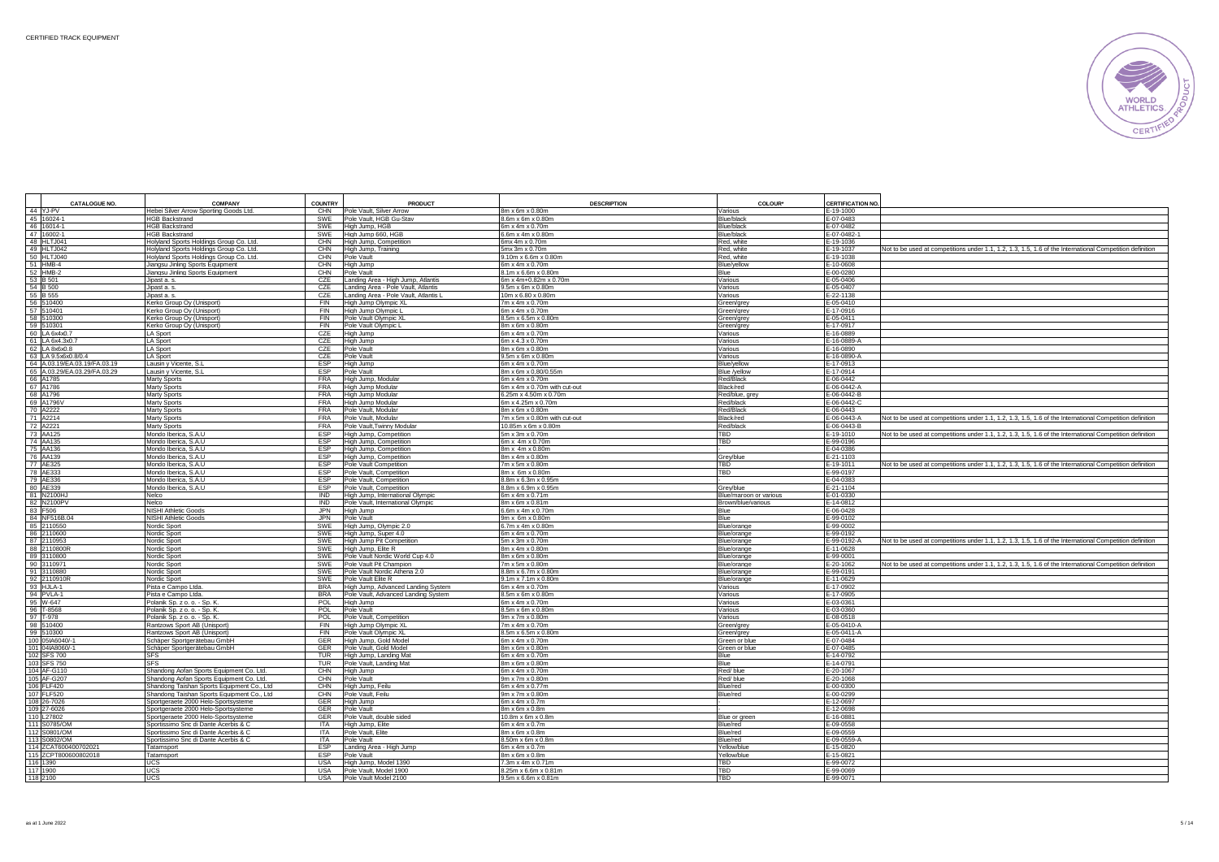CERTIFIED TRACK EQUIPMENT

| | CATALOGUE NO. | COMPANY | COUNTRY | PRODUCT | DESCRIPTION | COLOUR* | CERTIFICATION NO. | |
|---|---|---|---|---|---|---|---|---|
| 44 | YJ-PV | Hebei Silver Arrow Sporting Goods Ltd. | CHN | Pole Vault, Silver Arrow | 8m x 6m x 0.80m | Various | E-19-1000 | |
| 45 | 16024-1 | HGB Backstrand | SWE | Pole Vault, HGB Gu-Stav | 8.6m x 6m x 0.80m | Blue/black | E-07-0483 | |
| 46 | 16014-1 | HGB Backstrand | SWE | High Jump, HGB | 6m x 4m x 0.70m | Blue/black | E-07-0482 | |
| 47 | 16002-1 | HGB Backstrand | SWE | High Jump 660, HGB | 6.6m x 4m x 0.80m | Blue/black | E-07-0482-1 | |
| 48 | HLTJ041 | Holyland Sports Holdings Group Co. Ltd. | CHN | High Jump, Competition | 6mx 4m x 0.70m | Red, white | E-19-1036 | |
| 49 | HLTJ042 | Holyland Sports Holdings Group Co. Ltd. | CHN | High Jump, Training | 5mx 3m x 0.70m | Red, white | E-19-1037 | Not to be used at competitions under 1.1, 1.2, 1.3, 1.5, 1.6 of the International Competition definition |
| 50 | HLTJ040 | Holyland Sports Holdings Group Co. Ltd. | CHN | Pole Vault | 9.10m x 6.6m x 0.80m | Red, white | E-19-1038 | |
| 51 | HMB-4 | Jiangsu Jinling Sports Equipment | CHN | High Jump | 6m x 4m x 0.70m | Blue/yellow | E-10-0608 | |
| 52 | HMB-2 | Jiangsu Jinling Sports Equipment | CHN | Pole Vault | 8.1m x 6.6m x 0.80m | Blue | E-00-0280 | |
| 53 | B 501 | Jipast a. s. | CZE | Landing Area - High Jump, Atlantis | 6m x 4m+0.82m x 0.70m | Various | E-05-0406 | |
| 54 | B 500 | Jipast a. s. | CZE | Landing Area - Pole Vault, Atlantis | 9.5m x 6m x 0.80m | Various | E-05-0407 | |
| 55 | B 555 | Jipast a. s. | CZE | Landing Area - Pole Vault, Atlantis L | 10m x 6.80 x 0.80m | Various | E-22-1138 | |
| 56 | 510400 | Kerko Group Oy (Unisport) | FIN | High Jump Olympic XL | 7m x 4m x 0.70m | Green/grey | E-05-0410 | |
| 57 | 510401 | Kerko Group Oy (Unisport) | FIN | High Jump Olympic L | 6m x 4m x 0.70m | Green/grey | E-17-0916 | |
| 58 | 510300 | Kerko Group Oy (Unisport) | FIN | Pole Vault Olympic XL | 8.5m x 6.5m x 0.80m | Green/grey | E-05-0411 | |
| 59 | 510301 | Kerko Group Oy (Unisport) | FIN | Pole Vault Olympic L | 8m x 6m x 0.80m | Green/grey | E-17-0917 | |
| 60 | LA 6x4x0.7 | LA Sport | CZE | High Jump | 6m x 4m x 0.70m | Various | E-16-0889 | |
| 61 | LA 6x4.3x0.7 | LA Sport | CZE | High Jump | 6m x 4.3 x 0.70m | Various | E-16-0889-A | |
| 62 | LA 8x6x0.8 | LA Sport | CZE | Pole Vault | 8m x 6m x 0.80m | Various | E-16-0890 | |
| 63 | LA 9.5x6x0.8/0.4 | LA Sport | CZE | Pole Vault | 9.5m x 6m x 0.80m | Various | E-16-0890-A | |
| 64 | A.03.19/EA.03.19/FA.03.19 | Lausin y Vicente, S.L | ESP | High Jump | 6m x 4m x 0.70m | Blue/yellow | E-17-0913 | |
| 65 | A.03.29/EA.03.29/FA.03.29 | Lausin y Vicente, S.L | ESP | Pole Vault | 8m x 6m x 0,80/0.55m | Blue /yellow | E-17-0914 | |
| 66 | A1785 | Marty Sports | FRA | High Jump, Modular | 6m x 4m x 0.70m | Red/Black | E-06-0442 | |
| 67 | A1786 | Marty Sports | FRA | High Jump Modular | 6m x 4m x 0.70m with cut-out | Black/red | E-06-0442-A | |
| 68 | A1796 | Marty Sports | FRA | High Jump Modular | 6.25m x 4.50m x 0.70m | Red/blue, grey | E-06-0442-B | |
| 69 | A1796V | Marty Sports | FRA | High Jump, Modular | 6m x 4.25m x 0.70m | Red/black | E-06-0442-C | |
| 70 | A2222 | Marty Sports | FRA | Pole Vault, Modular | 8m x 6m x 0.80m | Red/Black | E-06-0443 | |
| 71 | A2214 | Marty Sports | FRA | Pole Vault, Modular | 7m x 5m x 0.80m with cut-out | Black/red | E-06-0443-A | Not to be used at competitions under 1.1, 1.2, 1.3, 1.5, 1.6 of the International Competition definition |
| 72 | A2221 | Marty Sports | FRA | Pole Vault,Twinny Modular | 10.85m x 6m x 0.80m | Red/black | E-06-0443-B | |
| 73 | AA125 | Mondo Iberica, S.A.U | ESP | High Jump, Competition | 5m x 3m x 0.70m | TBD | E-19-1010 | Not to be used at competitions under 1.1, 1.2, 1.3, 1.5, 1.6 of the International Competition definition |
| 74 | AA135 | Mondo Iberica, S.A.U | ESP | High Jump, Competition | 6m x 4m x 0.70m | TBD | E-99-0196 | |
| 75 | AA136 | Mondo Iberica, S.A.U | ESP | High Jump, Competition | 8m x 4m x 0.80m | - | E-04-0386 | |
| 76 | AA139 | Mondo Iberica, S.A.U | ESP | High Jump, Competition | 8m x 4m x 0.80m | Grey/blue | E-21-1103 | |
| 77 | AE325 | Mondo Iberica, S.A.U | ESP | Pole Vault Competition | 7m x 5m x 0.80m | TBD | E-19-1011 | Not to be used at competitions under 1.1, 1.2, 1.3, 1.5, 1.6 of the International Competition definition |
| 78 | AE333 | Mondo Iberica, S.A.U | ESP | Pole Vault, Competition | 8m x 6m x 0.80m | TBD | E-99-0197 | |
| 79 | AE336 | Mondo Iberica, S.A.U | ESP | Pole Vault, Competition | 8.8m x 6.3m x 0.95m | - | E-04-0383 | |
| 80 | AE339 | Mondo Iberica, S.A.U | ESP | Pole Vault, Competition | 8.8m x 6.9m x 0.95m | Grey/blue | E-21-1104 | |
| 81 | N2100HJ | Nelco | IND | High Jump, International Olympic | 6m x 4m x 0.71m | Blue/maroon or various | E-01-0330 | |
| 82 | N2100PV | Nelco | IND | Pole Vault, International Olympic | 8m x 6m x 0.81m | Brown/blue/various | E-14-0812 | |
| 83 | F506 | NISHI Athletic Goods | JPN | High Jump | 6.6m x 4m x 0.70m | Blue | E-06-0428 | |
| 84 | NF516B.04 | NISHI Athletic Goods | JPN | Pole Vault | 9m x 6m x 0.80m | Blue | E-99-0102 | |
| 85 | 2110550 | Nordic Sport | SWE | High Jump, Olympic 2.0 | 6.7m x 4m x 0.80m | Blue/orange | E-99-0002 | |
| 86 | 2110600 | Nordic Sport | SWE | High Jump, Super 4.0 | 6m x 4m x 0.70m | Blue/orange | E-99-0192 | |
| 87 | 2110953 | Nordic Sport | SWE | High Jump Pit Competition | 5m x 3m x 0.70m | Blue/orange | E-99-0192-A | Not to be used at competitions under 1.1, 1.2, 1.3, 1.5, 1.6 of the International Competition definition |
| 88 | 2110800R | Nordic Sport | SWE | High Jump, Elite R | 8m x 4m x 0.80m | Blue/orange | E-11-0628 | |
| 89 | 3110800 | Nordic Sport | SWE | Pole Vault Nordic World Cup 4.0 | 8m x 6m x 0.80m | Blue/orange | E-99-0001 | |
| 90 | 3110971 | Nordic Sport | SWE | Pole Vault Pit Champion | 7m x 5m x 0.80m | Blue/orange | E-20-1062 | Not to be used at competitions under 1.1, 1.2, 1.3, 1.5, 1.6 of the International Competition definition |
| 91 | 3110880 | Nordic Sport | SWE | Pole Vault Nordic Athena 2.0 | 8.8m x 6.7m x 0.80m | Blue/orange | E-99-0191 | |
| 92 | 2110910R | Nordic Sport | SWE | Pole Vault Elite R | 9.1m x 7.1m x 0.80m | Blue/orange | E-11-0629 | |
| 93 | HJLA-1 | Pista e Campo Ltda. | BRA | High Jump, Advanced Landing System | 6m x 4m x 0.70m | Various | E-17-0902 | |
| 94 | PVLA-1 | Pista e Campo Ltda. | BRA | Pole Vault, Advanced Landing System | 8.5m x 6m x 0.80m | Various | E-17-0905 | |
| 95 | W-647 | Polanik Sp. z o. o. - Sp. K. | POL | High Jump | 6m x 4m x 0.70m | Various | E-03-0361 | |
| 96 | T-8568 | Polanik Sp. z o. o. - Sp. K. | POL | Pole Vault | 8.5m x 6m x 0.80m | Various | E-03-0360 | |
| 97 | T-978 | Polanik Sp. z o. o. - Sp. K. | POL | Pole Vault, Competition | 9m x 7m x 0.80m | Various | E-08-0518 | |
| 98 | 510400 | Rantzows Sport AB (Unisport) | FIN | High Jump Olympic XL | 7m x 4m x 0.70m | Green/grey | E-05-0410-A | |
| 99 | 510300 | Rantzows Sport AB (Unisport) | FIN | Pole Vault Olympic XL | 8.5m x 6.5m x 0.80m | Green/grey | E-05-0411-A | |
| 100 | 05IA6040/-1 | Schäper Sportgerätebau GmbH | GER | High Jump, Gold Model | 6m x 4m x 0.70m | Green or blue | E-07-0484 | |
| 101 | 04IA8060/-1 | Schäper Sportgerätebau GmbH | GER | Pole Vault, Gold Model | 8m x 6m x 0.80m | Green or blue | E-07-0485 | |
| 102 | SFS 700 | SFS | TUR | High Jump, Landing Mat | 6m x 4m x 0.70m | Blue | E-14-0792 | |
| 103 | SFS 750 | SFS | TUR | Pole Vault, Landing Mat | 8m x 6m x 0.80m | Blue | E-14-0791 | |
| 104 | AF-G110 | Shandong Aofan Sports Equipment Co. Ltd. | CHN | High Jump | 6m x 4m x 0.70m | Red/ blue | E-20-1067 | |
| 105 | AF-G207 | Shandong Aofan Sports Equipment Co. Ltd. | CHN | Pole Vault | 9m x 7m x 0.80m | Red/ blue | E-20-1068 | |
| 106 | FLF420 | Shandong Taishan Sports Equipment Co., Ltd | CHN | High Jump, Feilu | 6m x 4m x 0.77m | Blue/red | E-00-0300 | |
| 107 | FLF520 | Shandong Taishan Sports Equipment Co., Ltd | CHN | Pole Vault, Feilu | 9m x 7m x 0.80m | Blue/red | E-00-0299 | |
| 108 | 26-7026 | Sportgeraete 2000 Helo-Sportsysteme | GER | High Jump | 6m x 4m x 0.7m | - | E-12-0697 | |
| 109 | 27-6026 | Sportgeraete 2000 Helo-Sportsysteme | GER | Pole Vault | 8m x 6m x 0.8m | - | E-12-0698 | |
| 110 | L27802 | Sportgeraete 2000 Helo-Sportsysteme | GER | Pole Vault, double sided | 10.8m x 6m x 0.8m | Blue or green | E-16-0881 | |
| 111 | S0785/OM | Sportissimo Snc di Dante Acerbis & C | ITA | High Jump, Elite | 6m x 4m x 0.7m | Blue/red | E-09-0558 | |
| 112 | S0801/OM | Sportissimo Snc di Dante Acerbis & C | ITA | Pole Vault, Elite | 8m x 6m x 0.8m | Blue/red | E-09-0559 | |
| 113 | S0802/OM | Sportissimo Snc di Dante Acerbis & C | ITA | Pole Vault | 8.50m x 6m x 0.8m | Blue/red | E-09-0559-A | |
| 114 | ZCAT600400702021 | Tatamsport | ESP | Landing Area - High Jump | 6m x 4m x 0.7m | Yellow/blue | E-15-0820 | |
| 115 | ZCPTB00600802018 | Tatamsport | ESP | Pole Vault | 8m x 6m x 0.8m | Yellow/blue | E-15-0821 | |
| 116 | 1390 | UCS | USA | High Jump, Model 1390 | 7.3m x 4m x 0.71m | TBD | E-99-0072 | |
| 117 | 1900 | UCS | USA | Pole Vault, Model 1900 | 8.25m x 6.6m x 0.81m | TBD | E-99-0069 | |
| 118 | 2100 | UCS | USA | Pole Vault Model 2100 | 9.5m x 6.6m x 0.81m | TBD | E-99-0071 | |

as at 1 June 2022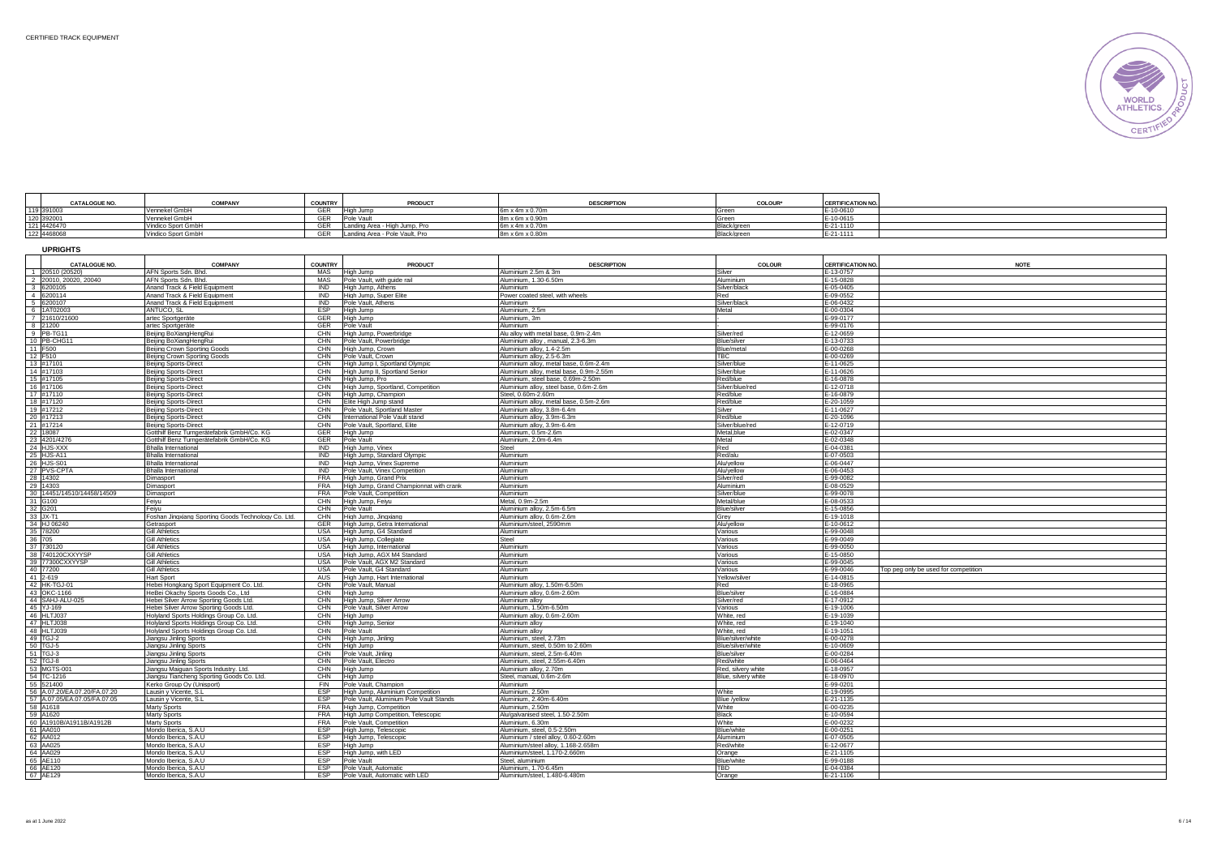CERTIFIED TRACK EQUIPMENT

| | CATALOGUE NO. | COMPANY | COUNTRY | PRODUCT | DESCRIPTION | COLOUR* | CERTIFICATION NO. |
|---|---|---|---|---|---|---|---|
| 119 | 391003 | Vennekel GmbH | GER | High Jump | 6m x 4m x 0.70m | Green | E-10-0610 |
| 120 | 392001 | Vennekel GmbH | GER | Pole Vault | 8m x 6m x 0.90m | Green | E-10-0615 |
| 121 | 4426470 | Vindico Sport GmbH | GER | Landing Area - High Jump, Pro | 6m x 4m x 0.70m | Black/green | E-21-1110 |
| 122 | 4468068 | Vindico Sport GmbH | GER | Landing Area - Pole Vault, Pro | 8m x 6m x 0.80m | Black/green | E-21-1111 |

## UPRIGHTS

| | CATALOGUE NO. | COMPANY | COUNTRY | PRODUCT | DESCRIPTION | COLOUR | CERTIFICATION NO. | NOTE |
|---|---|---|---|---|---|---|---|---|
| 1 | 20510 (20520) | AFN Sports Sdn. Bhd. | MAS | High Jump | Aluminium 2.5m & 3m | Silver | E-13-0757 | |
| 2 | 20010, 20020, 20040 | AFN Sports Sdn. Bhd. | MAS | Pole Vault, with guide rail | Aluminium, 1.30-6.50m | Aluminium | E-15-0828 | |
| 3 | 6200105 | Anand Track & Field Equipment | IND | High Jump, Athens | Aluminium | Silver/black | E-05-0405 | |
| 4 | 6200114 | Anand Track & Field Equipment | IND | High Jump, Super Elite | Power coated steel, with wheels | Red | E-09-0552 | |
| 5 | 6200107 | Anand Track & Field Equipment | IND | Pole Vault, Athens | Aluminium | Silver/black | E-06-0432 | |
| 6 | 1AT02003 | ANTUCO, SL | ESP | High Jump | Aluminium, 2.5m | Metal | E-00-0304 | |
| 7 | 21610/21600 | artec Sportgeräte | GER | High Jump | Aluminium, 3m | - | E-99-0177 | |
| 8 | 21200 | artec Sportgeräte | GER | Pole Vault | Aluminium | - | E-99-0176 | |
| 9 | PB-TG11 | Beijing BoXiangHengRui | CHN | High Jump, Powerbridge | Alu alloy with metal base, 0.9m-2.4m | Silver/red | E-12-0659 | |
| 10 | PB-CHG11 | Beijing BoXiangHengRui | CHN | Pole Vault, Powerbridge | Aluminium alloy , manual, 2.3-6.3m | Blue/silver | E-13-0733 | |
| 11 | F500 | Beijing Crown Sporting Goods | CHN | High Jump, Crown | Aluminium alloy, 1.4-2.5m | Blue/metal | E-00-0268 | |
| 12 | F510 | Beijing Crown Sporting Goods | CHN | Pole Vault, Crown | Aluminium alloy, 2.5-6.3m | TBC | E-00-0269 | |
| 13 | #17101 | Beijing Sports-Direct | CHN | High Jump I, Sportland Olympic | Aluminium alloy, metal base, 0.6m-2.4m | Silver/blue | E-11-0625 | |
| 14 | #17103 | Beijing Sports-Direct | CHN | High Jump II, Sportland Senior | Aluminium alloy, metal base, 0.9m-2.55m | Silver/blue | E-11-0626 | |
| 15 | #17105 | Beijing Sports-Direct | CHN | High Jump, Pro | Aluminium, steel base, 0.69m-2.50m | Red/blue | E-16-0878 | |
| 16 | #17106 | Beijing Sports-Direct | CHN | High Jump, Sportland, Competition | Aluminium alloy, steel base, 0.6m-2.6m | Silver/blue/red | E-12-0718 | |
| 17 | #17110 | Beijing Sports-Direct | CHN | High Jump, Champion | Steel, 0.60m-2.60m | Red/blue | E-16-0879 | |
| 18 | #17120 | Beijing Sports-Direct | CHN | Elite High Jump stand | Aluminium alloy, metal base, 0.5m-2.6m | Red/blue | E-20-1059 | |
| 19 | #17212 | Beijing Sports-Direct | CHN | Pole Vault, Sportland Master | Aluminium alloy, 3.8m-6.4m | Silver | E-11-0627 | |
| 20 | #17213 | Beijing Sports-Direct | CHN | International Pole Vault stand | Aluminium alloy, 3.9m-6.3m | Red/blue | E-20-1096 | |
| 21 | #17214 | Beijing Sports-Direct | CHN | Pole Vault, Sportland, Elite | Aluminium alloy, 3.9m-6.4m | Silver/blue/red | E-12-0719 | |
| 22 | 18087 | Gotthilf Benz Turngerätefabrik GmbH/Co. KG | GER | High Jump | Aluminium, 0.5m-2.6m | Metal,blue | E-02-0347 | |
| 23 | 4201/4276 | Gotthilf Benz Turngerätefabrik GmbH/Co. KG | GER | Pole Vault | Aluminium, 2.0m-6.4m | Metal | E-02-0348 | |
| 24 | HJS-XXX | Bhalla International | IND | High Jump, Vinex | Steel | Red | E-04-0381 | |
| 25 | HJS-A11 | Bhalla International | IND | High Jump, Standard Olympic | Aluminium | Red/alu | E-07-0503 | |
| 26 | HJS-S01 | Bhalla International | IND | High Jump, Vinex Supreme | Aluminium | Alu/yellow | E-06-0447 | |
| 27 | PVS-CPTA | Bhalla International | IND | Pole Vault, Vinex Competition | Aluminium | Alu/yellow | E-06-0453 | |
| 28 | 14302 | Dimasport | FRA | High Jump, Grand Prix | Aluminium | Silver/red | E-99-0082 | |
| 29 | 14303 | Dimasport | FRA | High Jump, Grand Championnat with crank | Aluminium | Aluminium | E-08-0529 | |
| 30 | 14451/14510/14458/14509 | Dimasport | FRA | Pole Vault, Competition | Aluminium | Silver/blue | E-99-0078 | |
| 31 | G100 | Feiyu | CHN | High Jump, Feiyu | Metal, 0.9m-2.5m | Metal/blue | E-08-0533 | |
| 32 | G201 | Feiyu | CHN | Pole Vault | Aluminium alloy, 2.5m-6.5m | Blue/silver | E-15-0856 | |
| 33 | JX-T1 | Foshan Jingxiang Sporting Goods Technology Co. Ltd. | CHN | High Jump, Jingxiang | Aluminium alloy, 0.6m-2.6m | Grey | E-19-1018 | |
| 34 | HJ 06240 | Getrasport | GER | High Jump, Getra International | Aluminium/steel, 2590mm | Alu/yellow | E-10-0612 | |
| 35 | 78200 | Gill Athletics | USA | High Jump, G4 Standard | Aluminium | Various | E-99-0048 | |
| 36 | 705 | Gill Athletics | USA | High Jump, Collegiate | Steel | Various | E-99-0049 | |
| 37 | 730120 | Gill Athletics | USA | High Jump, International | Aluminium | Various | E-99-0050 | |
| 38 | 740120CXXYYSP | Gill Athletics | USA | High Jump, AGX M4 Standard | Aluminium | Various | E-15-0850 | |
| 39 | 77300CXXYYSP | Gill Athletics | USA | Pole Vault, AGX M2 Standard | Aluminium | Various | E-99-0045 | |
| 40 | 77200 | Gill Athletics | USA | Pole Vault, G4 Standard | Aluminium | Various | E-99-0046 | Top peg only be used for competition |
| 41 | 2-619 | Hart Sport | AUS | High Jump, Hart International | Aluminium | Yellow/silver | E-14-0815 | |
| 42 | HK-TGJ-01 | Hebei Hongkang Sport Equipment Co. Ltd. | CHN | Pole Vault, Manual | Aluminium alloy, 1.50m-6.50m | Red | E-18-0965 | |
| 43 | OKC-1166 | HeBei Okachy Sports Goods Co., Ltd | CHN | High Jump | Aluminium alloy, 0.6m-2.60m | Blue/silver | E-16-0884 | |
| 44 | SAHJ-ALU-025 | Hebei Silver Arrow Sporting Goods Ltd. | CHN | High Jump, Silver Arrow | Aluminium alloy | Silver/red | E-17-0912 | |
| 45 | YJ-169 | Hebei Silver Arrow Sporting Goods Ltd. | CHN | Pole Vault, Silver Arrow | Aluminium, 1.50m-6.50m | Various | E-19-1006 | |
| 46 | HLTJ037 | Holyland Sports Holdings Group Co. Ltd. | CHN | High Jump | Aluminium alloy, 0.6m-2.60m | White, red | E-19-1039 | |
| 47 | HLTJ038 | Holyland Sports Holdings Group Co. Ltd. | CHN | High Jump, Senior | Aluminium alloy | White, red | E-19-1040 | |
| 48 | HLTJ039 | Holyland Sports Holdings Group Co. Ltd. | CHN | Pole Vault | Aluminium alloy | White, red | E-19-1051 | |
| 49 | TGJ-2 | Jiangsu Jinling Sports | CHN | High Jump, Jinling | Aluminium, steel, 2.73m | Blue/silver/white | E-00-0278 | |
| 50 | TGJ-5 | Jiangsu Jinling Sports | CHN | High Jump | Aluminium, steel, 0.50m to 2.60m | Blue/silver/white | E-10-0609 | |
| 51 | TGJ-3 | Jiangsu Jinling Sports | CHN | Pole Vault, Jinling | Aluminium, steel, 2.5m-6.40m | Blue/silver | E-00-0284 | |
| 52 | TGJ-8 | Jiangsu Jinling Sports | CHN | Pole Vault, Electro | Aluminium, steel, 2.55m-6.40m | Red/white | E-06-0464 | |
| 53 | MGTS-001 | Jiangsu Maiguan Sports Industry. Ltd. | CHN | High Jump | Aluminium alloy, 2.70m | Red, silvery white | E-18-0957 | |
| 54 | TC-1216 | Jiangsu Tiancheng Sporting Goods Co. Ltd. | CHN | High Jump | Steel, manual, 0.6m-2.6m | Blue, silvery white | E-18-0970 | |
| 55 | 521400 | Kerko Group Oy (Unisport) | FIN | Pole Vault, Champion | Aluminium | | E-99-0201 | |
| 56 | A.07.20/EA.07.20/FA.07.20 | Lausin y Vicente, S.L | ESP | High Jump, Aluminium Competition | Aluminium, 2.50m | White | E-19-0995 | |
| 57 | A.07.05/EA.07.05/FA.07.05 | Lausin y Vicente, S.L | ESP | Pole Vault, Aluminium Pole Vault Stands | Aluminium, 2.40m-6.40m | Blue /yellow | E-21-1135 | |
| 58 | A1618 | Marty Sports | FRA | High Jump, Competition | Aluminium, 2.50m | White | E-00-0235 | |
| 59 | A1620 | Marty Sports | FRA | High Jump Competition, Telescopic | Alu/galvanised steel, 1.50-2.50m | Black | E-10-0594 | |
| 60 | A1910B/A1911B/A1912B | Marty Sports | FRA | Pole Vault, Competition | Aluminium, 6.30m | White | E-00-0232 | |
| 61 | AA010 | Mondo Iberica, S.A.U | ESP | High Jump, Telescopic | Aluminium, steel, 0.5-2.50m | Blue/white | E-00-0251 | |
| 62 | AA012 | Mondo Iberica, S.A.U | ESP | High Jump, Telescopic | Alumini / steel alloy, 0.60-2.60m | Aluminium | E-07-0505 | |
| 63 | AA025 | Mondo Iberica, S.A.U | ESP | High Jump | Aluminium/steel alloy, 1.168-2.658m | Red/white | E-12-0677 | |
| 64 | AA029 | Mondo Iberica, S.A.U | ESP | High Jump, with LED | Aluminium/steel, 1.170-2.660m | Orange | E-21-1105 | |
| 65 | AE110 | Mondo Iberica, S.A.U | ESP | Pole Vault | Steel, aluminium | Blue/white | E-99-0188 | |
| 66 | AE120 | Mondo Iberica, S.A.U | ESP | Pole Vault, Automatic | Aluminium, 1.70-6.45m | TBD | E-04-0384 | |
| 67 | AE129 | Mondo Iberica, S.A.U | ESP | Pole Vault, Automatic with LED | Aluminium/steel, 1.480-6.480m | Orange | E-21-1106 | |

as at 1 June 2022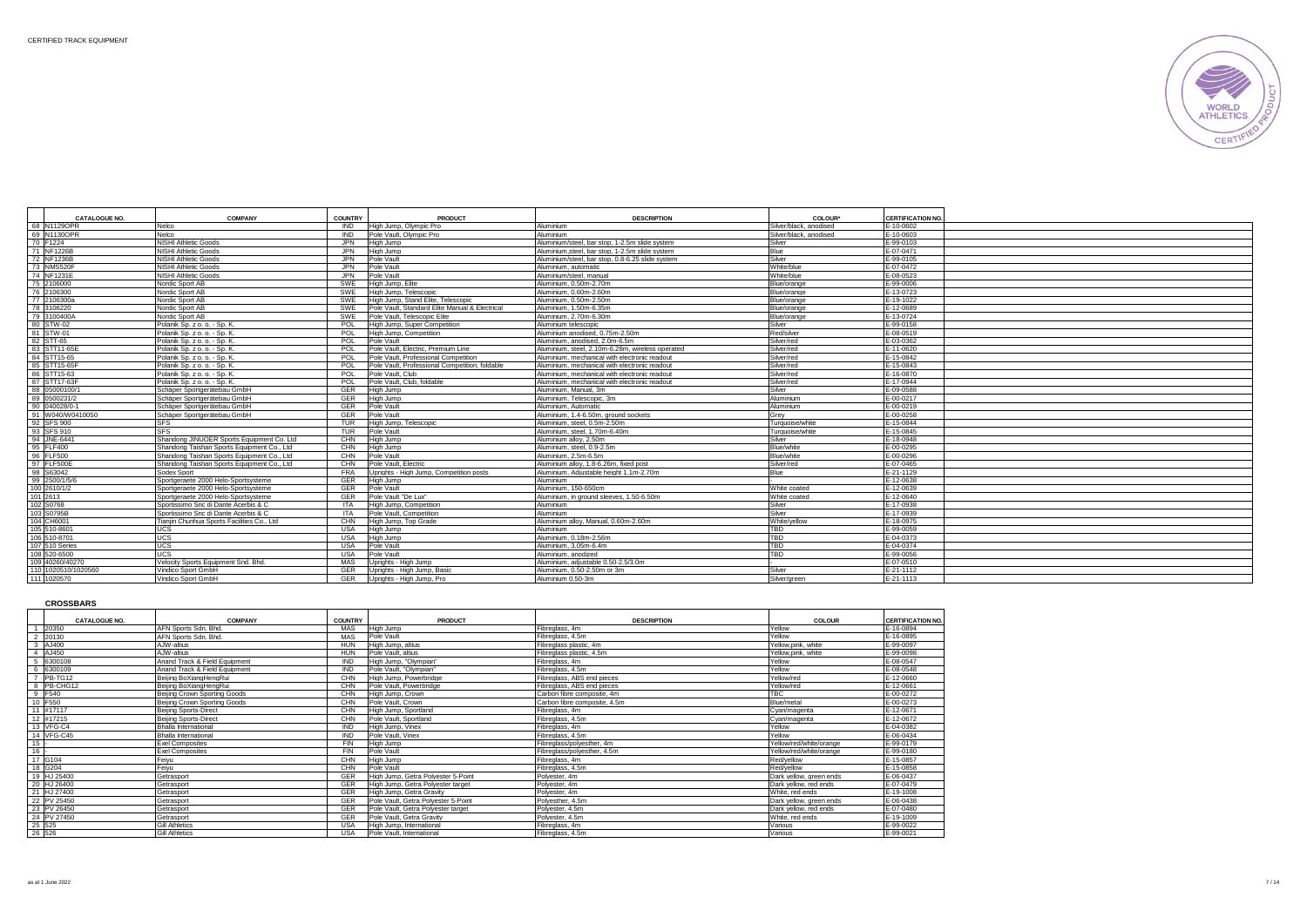CERTIFIED TRACK EQUIPMENT

| | CATALOGUE NO. | COMPANY | COUNTRY | PRODUCT | DESCRIPTION | COLOUR* | CERTIFICATION NO. |
|---|---|---|---|---|---|---|---|
| 68 | N1129OPR | Nelco | IND | High Jump, Olympic Pro | Aluminium | Silver/black, anodised | E-10-0602 |
| 69 | N1130OPR | Nelco | IND | Pole Vault, Olympic Pro | Aluminium | Silver/black, anodised | E-10-0603 |
| 70 | F1224 | NISHI Athletic Goods | JPN | High Jump | Aluminium/steel, bar stop, 1-2.5m slide system | Silver | E-99-0103 |
| 71 | NF1226B | NISHI Athletic Goods | JPN | High Jump | Aluminium,steel, bar stop, 1-2.5m slide system | Blue | E-07-0471 |
| 72 | NF1236B | NISHI Athletic Goods | JPN | Pole Vault | Aluminium/steel, bar stop, 0.8-6.25 slide system | Silver | E-99-0105 |
| 73 | NM5520F | NISHI Athletic Goods | JPN | Pole Vault | Aluminium, automatic | White/blue | E-07-0472 |
| 74 | NF1231E | NISHI Athletic Goods | JPN | Pole Vault | Aluminium/steel, manual | White/blue | E-08-0523 |
| 75 | 2106000 | Nordic Sport AB | SWE | High Jump, Elite | Aluminium, 0.50m-2.70m | Blue/orange | E-99-0006 |
| 76 | 2106300 | Nordic Sport AB | SWE | High Jump, Telescopic | Aluminium, 0.60m-2.60m | Blue/orange | E-13-0723 |
| 77 | 2106300a | Nordic Sport AB | SWE | High Jump, Stand Elite, Telescopic | Aluminium, 0.50m-2.50m | Blue/orange | E-19-1022 |
| 78 | 3106220 | Nordic Sport AB | SWE | Pole Vault, Standard Elite Manual & Electrical | Aluminium, 1.50m-6.35m | Blue/orange | E-12-0689 |
| 79 | 3100400A | Nordic Sport AB | SWE | Pole Vault, Telescopic Elite | Aluminium, 2.70m-6.30m | Blue/orange | E-13-0724 |
| 80 | STW-02 | Polanik Sp. z o. o. - Sp. K. | POL | High Jump, Super Competition | Aluminium telescopic | Silver | E-99-0158 |
| 81 | STW-01 | Polanik Sp. z o. o. - Sp. K. | POL | High Jump, Competition | Aluminium anodised, 0.75m-2.50m | Red/silver | E-08-0519 |
| 82 | STT-65 | Polanik Sp. z o. o. - Sp. K. | POL | Pole Vault | Aluminium, anodised, 2.0m-6.5m | Silver/red | E-03-0362 |
| 83 | STT11-65E | Polanik Sp. z o. o. - Sp. K. | POL | Pole Vault, Electric, Premium Line | Aluminium, steel, 2.10m-6.28m, wireless operated | Silver/red | E-11-0620 |
| 84 | STT15-65 | Polanik Sp. z o. o. - Sp. K. | POL | Pole Vault, Professional Competition | Aluminium, mechanical with electronic readout | Silver/red | E-15-0842 |
| 85 | STT15-65F | Polanik Sp. z o. o. - Sp. K. | POL | Pole Vault, Professional Competition, foldable | Aluminium, mechanical with electronic readout | Silver/red | E-15-0843 |
| 86 | STT15-63 | Polanik Sp. z o. o. - Sp. K. | POL | Pole Vault, Club | Aluminium, mechanical with electronic readout | Silver/red | E-16-0870 |
| 87 | STT17-63F | Polanik Sp. z o. o. - Sp. K. | POL | Pole Vault, Club, foldable | Aluminium, mechanical with electronic readout | Silver/red | E-17-0944 |
| 88 | 05000100/1 | Schäper Sportgerätebau GmbH | GER | High Jump | Aluminium, Manual, 3m | Silver | E-09-0588 |
| 89 | 0500231/2 | Schäper Sportgerätebau GmbH | GER | High Jump | Aluminium, Telescopic, 3m | Aluminium | E-00-0217 |
| 90 | 040028/0-1 | Schäper Sportgerätebau GmbH | GER | Pole Vault | Aluminium, Automatic | Aluminium | E-00-0219 |
| 91 | W040/W0410050 | Schäper Sportgerätebau GmbH | GER | Pole Vault | Aluminium, 1.4-6.50m, ground sockets | Grey | E-00-0258 |
| 92 | SFS 900 | SFS | TUR | High Jump, Telescopic | Aluminium, steel, 0.5m-2.50m | Turquoise/white | E-15-0844 |
| 93 | SFS 910 | SFS | TUR | Pole Vault | Aluminium, steel, 1.70m-6.40m | Turquoise/white | E-15-0845 |
| 94 | JNE-6441 | Shandong JINUOER Sports Equipment Co. Ltd | CHN | High Jump | Aluminium alloy, 2.50m | Silver | E-18-0948 |
| 95 | FLF400 | Shandong Taishan Sports Equipment Co., Ltd | CHN | High Jump | Aluminium, steel, 0.9-2.5m | Blue/white | E-00-0295 |
| 96 | FLF500 | Shandong Taishan Sports Equipment Co., Ltd | CHN | Pole Vault | Aluminium, 2.5m-6.5m | Blue/white | E-00-0296 |
| 97 | FLF500E | Shandong Taishan Sports Equipment Co., Ltd | CHN | Pole Vault, Electric | Aluminium alloy, 1.8-6.26m, fixed post | Silver/red | E-07-0465 |
| 98 | S63042 | Sodex Sport | FRA | Uprights - High Jump, Competition posts | Aluminium, Adjustable height 1.1m-2.70m | Blue | E-21-1129 |
| 99 | 2500/1/5/6 | Sportgeraete 2000 Helo-Sportsysteme | GER | High Jump | Aluminium | - | E-12-0638 |
| 100 | 2610/1/2 | Sportgeraete 2000 Helo-Sportsysteme | GER | Pole Vault | Aluminium, 150-650cm | White coated | E-12-0639 |
| 101 | 2613 | Sportgeraete 2000 Helo-Sportsysteme | GER | Pole Vault "De Lux" | Aluminium, in ground sleeves, 1.50-6.50m | White coated | E-12-0640 |
| 102 | S0768 | Sportissimo Snc di Dante Acerbis & C | ITA | High Jump, Competition | Aluminium | Silver | E-17-0938 |
| 103 | S0795B | Sportissimo Snc di Dante Acerbis & C | ITA | Pole Vault, Competition | Aluminium | Silver | E-17-0939 |
| 104 | CH6001 | Tianjin Chunhua Sports Facilities Co., Ltd | CHN | High Jump, Top Grade | Aluminium alloy, Manual, 0.60m-2.60m | White/yellow | E-18-0975 |
| 105 | 510-8601 | UCS | USA | High Jump | Aluminium | TBD | E-99-0059 |
| 106 | 510-8701 | UCS | USA | High Jump | Aluminium, 0.18m-2.56m | TBD | E-04-0373 |
| 107 | 510 Series | UCS | USA | Pole Vault | Aluminium, 3.05m-6.4m | TBD | E-04-0374 |
| 108 | 520-6500 | UCS | USA | Pole Vault | Aluminium, anodized | TBD | E-99-0056 |
| 109 | 40260/40270 | Velocity Sports Equipment Snd. Bhd. | MAS | Uprights - High Jump | Aluminium, adjustable 0.50-2.5/3.0m | | E-07-0510 |
| 110 | 1020510/1020560 | Vindico Sport GmbH | GER | Uprights - High Jump, Basic | Aluminium, 0.50-2.50m or 3m | Silver | E-21-1112 |
| 111 | 1020570 | Vindico Sport GmbH | GER | Uprights - High Jump, Pro | Aluminium 0.50-3m | Silver/green | E-21-1113 |

## CROSSBARS

| | CATALOGUE NO. | COMPANY | COUNTRY | PRODUCT | DESCRIPTION | COLOUR | CERTIFICATION NO. |
|---|---|---|---|---|---|---|---|
| 1 | 20350 | AFN Sports Sdn. Bhd. | MAS | High Jump | Fibreglass, 4m | Yellow | E-16-0894 |
| 2 | 20130 | AFN Sports Sdn. Bhd. | MAS | Pole Vault | Fibreglass, 4.5m | Yellow | E-16-0895 |
| 3 | AJ400 | AJW-altius | HUN | High Jump, altius | Fibreglass plastic, 4m | Yellow,pink, white | E-99-0097 |
| 4 | AJ450 | AJW-altius | HUN | Pole Vault, altius | Fibreglass plastic, 4.5m | Yellow,pink, white | E-99-0098 |
| 5 | 6300108 | Anand Track & Field Equipment | IND | High Jump, "Olympian" | Fibreglass, 4m | Yellow | E-08-0547 |
| 6 | 6300109 | Anand Track & Field Equipment | IND | Pole Vault, "Olympian" | Fibreglass, 4.5m | Yellow | E-08-0548 |
| 7 | PB-TG12 | Beijing BoXiangHengRui | CHN | High Jump, Powerbridge | Fibreglass, ABS end pieces | Yellow/red | E-12-0660 |
| 8 | PB-CHG12 | Beijing BoXiangHengRui | CHN | Pole Vault, Powerbridge | Fibreglass, ABS end pieces | Yellow/red | E-12-0661 |
| 9 | F540 | Beijing Crown Sporting Goods | CHN | High Jump, Crown | Carbon fibre composite, 4m | TBC | E-00-0272 |
| 10 | F550 | Beijing Crown Sporting Goods | CHN | Pole Vault, Crown | Carbon fibre composite, 4.5m | Blue/metal | E-00-0273 |
| 11 | #17117 | Beijing Sports-Direct | CHN | High Jump, Sportland | Fibreglass, 4m | Cyan/magenta | E-12-0671 |
| 12 | #17215 | Beijing Sports-Direct | CHN | Pole Vault, Sportland | Fibreglass, 4.5m | Cyan/magenta | E-12-0672 |
| 13 | VFG-C4 | Bhalla International | IND | High Jump, Vinex | Fibreglass, 4m | Yellow | E-04-0382 |
| 14 | VFG-C45 | Bhalla International | IND | Pole Vault, Vinex | Fibreglass, 4.5m | Yellow | E-06-0434 |
| 15 | | Exel Composites | FIN | High Jump | Fibreglass/polyesther, 4m | Yellow/red/white/orange | E-99-0179 |
| 16 | | Exel Composites | FIN | Pole Vault | Fibreglass/polyesther, 4.5m | Yellow/red/white/orange | E-99-0180 |
| 17 | G104 | Feiyu | CHN | High Jump | Fibreglass, 4m | Red/yellow | E-15-0857 |
| 18 | G204 | Feiyu | CHN | Pole Vault | Fibreglass, 4.5m | Red/yellow | E-15-0858 |
| 19 | HJ 25400 | Getrasport | GER | High Jump, Getra Polyester 5-Point | Polyester, 4m | Dark yellow, green ends | E-06-0437 |
| 20 | HJ 26400 | Getrasport | GER | High Jump, Getra Polyester target | Polyester, 4m | Dark yellow, red ends | E-07-0479 |
| 21 | HJ 27400 | Getrasport | GER | High Jump, Getra Gravity | Polyester, 4m | White, red ends | E-19-1008 |
| 22 | PV 25450 | Getrasport | GER | Pole Vault, Getra Polyester 5-Point | Polyesther, 4.5m | Dark yellow, green ends | E-06-0438 |
| 23 | PV 26450 | Getrasport | GER | Pole Vault, Getra Polyester target | Polyester, 4.5m | Dark yellow, red ends | E-07-0480 |
| 24 | PV 27450 | Getrasport | GER | Pole Vault, Getra Gravity | Polyester, 4.5m | White, red ends | E-19-1009 |
| 25 | 525 | Gill Athletics | USA | High Jump, International | Fibreglass, 4m | Various | E-99-0022 |
| 26 | 526 | Gill Athletics | USA | Pole Vault, International | Fibreglass, 4.5m | Various | E-99-0021 |

as at 1 June 2022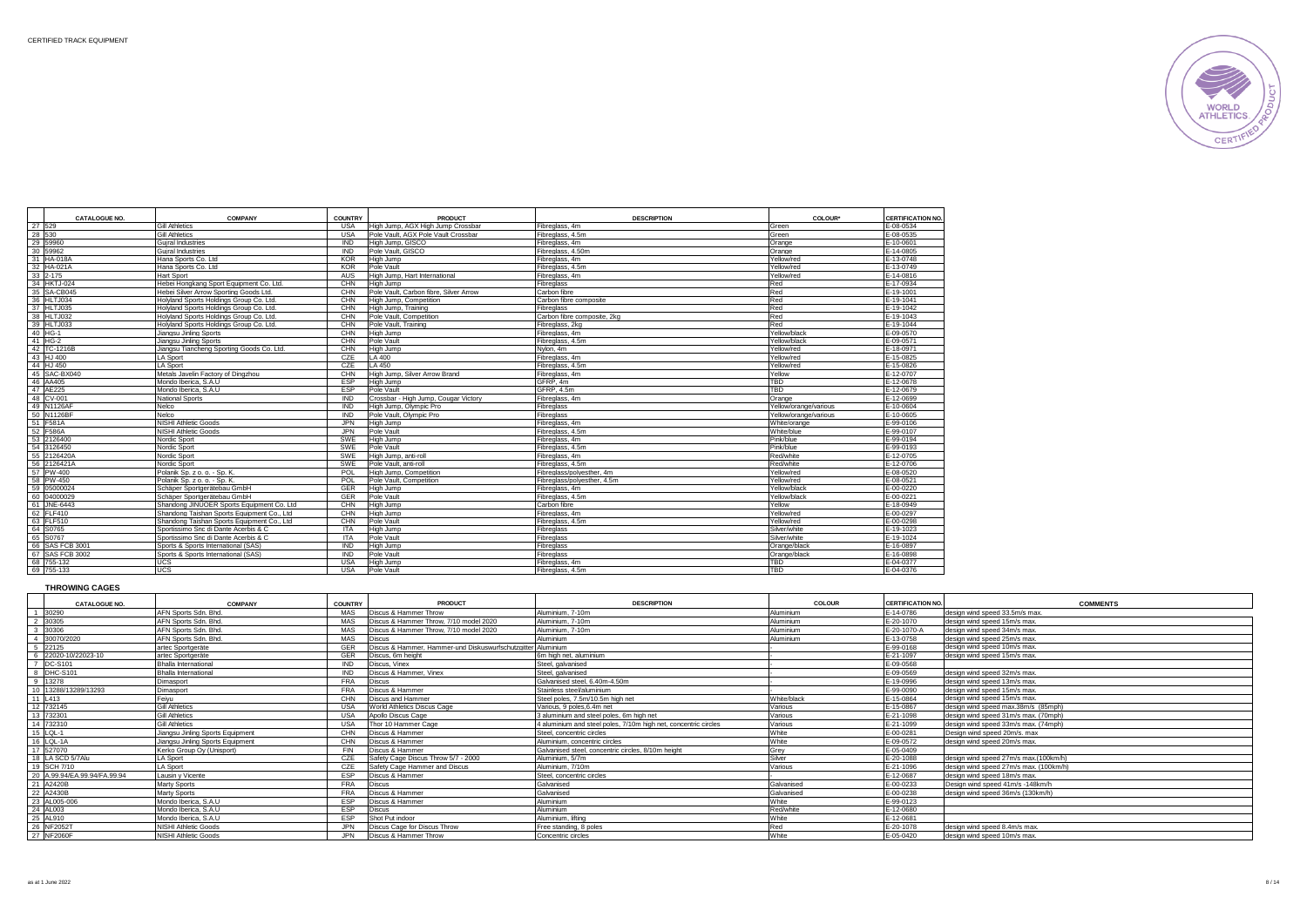CERTIFIED TRACK EQUIPMENT

| | CATALOGUE NO. | COMPANY | COUNTRY | PRODUCT | DESCRIPTION | COLOUR* | CERTIFICATION NO. |
|---|---|---|---|---|---|---|---|
| 27 | 529 | Gill Athletics | USA | High Jump, AGX High Jump Crossbar | Fibreglass, 4m | Green | E-08-0534 |
| 28 | 530 | Gill Athletics | USA | Pole Vault, AGX Pole Vault Crossbar | Fibreglass, 4.5m | Green | E-08-0535 |
| 29 | 59960 | Gujral Industries | IND | High Jump, GISCO | Fibreglass, 4m | Orange | E-10-0601 |
| 30 | 59962 | Gujral Industries | IND | Pole Vault, GISCO | Fibreglass, 4.50m | Orange | E-14-0805 |
| 31 | HA-018A | Hana Sports Co. Ltd | KOR | High Jump | Fibreglass, 4m | Yellow/red | E-13-0748 |
| 32 | HA-021A | Hana Sports Co. Ltd | KOR | Pole Vault | Fibreglass, 4.5m | Yellow/red | E-13-0749 |
| 33 | 2-175 | Hart Sport | AUS | High Jump, Hart International | Fibreglass, 4m | Yellow/red | E-14-0816 |
| 34 | HKTJ-024 | Hebei Hongkang Sport Equipment Co. Ltd. | CHN | High Jump | Fibreglass | Red | E-17-0934 |
| 35 | SA-CB045 | Hebei Silver Arrow Sporting Goods Ltd. | CHN | Pole Vault, Carbon fibre, Silver Arrow | Carbon fibre | Red | E-19-1001 |
| 36 | HLTJ034 | Holyland Sports Holdings Group Co. Ltd. | CHN | High Jump, Competition | Carbon fibre composite | Red | E-19-1041 |
| 37 | HLTJ035 | Holyland Sports Holdings Group Co. Ltd. | CHN | High Jump, Training | Fibreglass | Red | E-19-1042 |
| 38 | HLTJ032 | Holyland Sports Holdings Group Co. Ltd. | CHN | Pole Vault, Competition | Carbon fibre composite, 2kg | Red | E-19-1043 |
| 39 | HLTJ033 | Holyland Sports Holdings Group Co. Ltd. | CHN | Pole Vault, Training | Fibreglass, 2kg | Red | E-19-1044 |
| 40 | HG-1 | Jiangsu Jinling Sports | CHN | High Jump | Fibreglass, 4m | Yellow/black | E-09-0570 |
| 41 | HG-2 | Jiangsu Jinling Sports | CHN | Pole Vault | Fibreglass, 4.5m | Yellow/black | E-09-0571 |
| 42 | TC-1216B | Jiangsu Tiancheng Sporting Goods Co. Ltd. | CHN | High Jump | Nylon, 4m | Yellow/red | E-18-0971 |
| 43 | HJ 400 | LA Sport | CZE | LA 400 | Fibreglass, 4m | Yellow/red | E-15-0825 |
| 44 | HJ 450 | LA Sport | CZE | LA 450 | Fibreglass, 4.5m | Yellow/red | E-15-0826 |
| 45 | SAC-BX040 | Metals Javelin Factory of Dingzhou | CHN | High Jump, Silver Arrow Brand | Fibreglass, 4m | Yellow | E-12-0707 |
| 46 | AA405 | Mondo Iberica, S.A.U | ESP | High Jump | GFRP, 4m | TBD | E-12-0678 |
| 47 | AE225 | Mondo Iberica, S.A.U | ESP | Pole Vault | GFRP, 4.5m | TBD | E-12-0679 |
| 48 | CV-001 | National Sports | IND | Crossbar - High Jump, Cougar Victory | Fibreglass, 4m | Orange | E-12-0699 |
| 49 | N1126AF | Nelco | IND | High Jump, Olympic Pro | Fibreglass | Yellow/orange/various | E-10-0604 |
| 50 | N1126BF | Nelco | IND | Pole Vault, Olympic Pro | Fibreglass | Yellow/orange/various | E-10-0605 |
| 51 | F581A | NISHI Athletic Goods | JPN | High Jump | Fibreglass, 4m | White/orange | E-99-0106 |
| 52 | F586A | NISHI Athletic Goods | JPN | Pole Vault | Fibreglass, 4.5m | White/blue | E-99-0107 |
| 53 | 2126400 | Nordic Sport | SWE | High Jump | Fibreglass, 4m | Pink/blue | E-99-0194 |
| 54 | 3126450 | Nordic Sport | SWE | Pole Vault | Fibreglass, 4.5m | Pink/blue | E-99-0193 |
| 55 | 2126420A | Nordic Sport | SWE | High Jump, anti-roll | Fibreglass, 4m | Red/white | E-12-0705 |
| 56 | 2126421A | Nordic Sport | SWE | Pole Vault, anti-roll | Fibreglass, 4.5m | Red/white | E-12-0706 |
| 57 | PW-400 | Polanik Sp. z o. o. - Sp. K. | POL | High Jump, Competition | Fibreglass/polyesther, 4m | Yellow/red | E-08-0520 |
| 58 | PW-450 | Polanik Sp. z o. o. - Sp. K. | POL | Pole Vault, Competition | Fibreglass/polyester, 4.5m | Yellow/red | E-08-0521 |
| 59 | 05000024 | Schäper Sportgerätebau GmbH | GER | High Jump | Fibreglass, 4m | Yellow/black | E-00-0220 |
| 60 | 04000029 | Schäper Sportgerätebau GmbH | GER | Pole Vault | Fibreglass, 4.5m | Yellow/black | E-00-0221 |
| 61 | JNE-6443 | Shandong JINUOER Sports Equipment Co. Ltd | CHN | High Jump | Carbon fibre | Yellow | E-18-0949 |
| 62 | FLF410 | Shandong Taishan Sports Equipment Co., Ltd | CHN | High Jump | Fibreglass, 4m | Yellow/red | E-00-0297 |
| 63 | FLF510 | Shandong Taishan Sports Equipment Co., Ltd | CHN | Pole Vault | Fibreglass, 4.5m | Yellow/red | E-00-0298 |
| 64 | S0765 | Sportissimo Snc di Dante Acerbis & C | ITA | High Jump | Fibreglass | Silver/white | E-19-1023 |
| 65 | S0767 | Sportissimo Snc di Dante Acerbis & C | ITA | Pole Vault | Fibreglass | Silver/white | E-19-1024 |
| 66 | SAS FCB 3001 | Sports & Sports International (SAS) | IND | High Jump | Fibreglass | Orange/black | E-16-0897 |
| 67 | SAS FCB 3002 | Sports & Sports International (SAS) | IND | Pole Vault | Fibreglass | Orange/black | E-16-0898 |
| 68 | 755-132 | UCS | USA | High Jump | Fibreglass, 4m | TBD | E-04-0377 |
| 69 | 755-133 | UCS | USA | Pole Vault | Fibreglass, 4.5m | TBD | E-04-0376 |

## THROWING CAGES

| | CATALOGUE NO. | COMPANY | COUNTRY | PRODUCT | DESCRIPTION | COLOUR | CERTIFICATION NO. | COMMENTS |
|---|---|---|---|---|---|---|---|---|
| 1 | 30290 | AFN Sports Sdn. Bhd. | MAS | Discus & Hammer Throw | Aluminium, 7-10m | Aluminium | E-14-0786 | design wind speed 33.5m/s max. |
| 2 | 30305 | AFN Sports Sdn. Bhd. | MAS | Discus & Hammer Throw, 7/10 model 2020 | Aluminium, 7-10m | Aluminium | E-20-1070 | design wind speed 15m/s max. |
| 3 | 30306 | AFN Sports Sdn. Bhd. | MAS | Discus & Hammer Throw, 7/10 model 2020 | Aluminium, 7-10m | Aluminium | E-20-1070-A | design wind speed 34m/s max. |
| 4 | 30070/2020 | AFN Sports Sdn. Bhd. | MAS | Discus | Aluminium | Aluminium | E-13-0758 | design wind speed 25m/s max. |
| 5 | 22125 | artec Sportgeräte | GER | Discus & Hammer, Hammer-und Diskuswurfschutzgitter | Aluminium | - | E-99-0168 | design wind speed 10m/s max. |
| 6 | 22020-10/22023-10 | artec Sportgeräte | GER | Discus, 6m height | 6m high net, aluminium | - | E-21-1097 | design wind speed 15m/s max. |
| 7 | DC-S101 | Bhalla International | IND | Discus, Vinex | Steel, galvanised | - | E-09-0568 | |
| 8 | DHC-S101 | Bhalla International | IND | Discus & Hammer, Vinex | Steel, galvanised | - | E-09-0569 | design wind speed 32m/s max. |
| 9 | 13278 | Dimasport | FRA | Discus | Galvanised steel, 6.40m-4.50m | - | E-19-0996 | design wind speed 13m/s max. |
| 10 | 13288/13289/13293 | Dimasport | FRA | Discus & Hammer | Stainless steel/aluminium | - | E-99-0090 | design wind speed 15m/s max. |
| 11 | L413 | Feiyu | CHN | Discus and Hammer | Steel poles, 7.5m/10.5m high net | White/black | E-15-0864 | design wind speed 15m/s max. |
| 12 | 732145 | Gill Athletics | USA | World Athletics Discus Cage | Various, 9 poles,6.4m net | Various | E-15-0867 | design wind speed max.38m/s (85mph) |
| 13 | 732301 | Gill Athletics | USA | Apollo Discus Cage | 3 aluminium and steel poles, 6m high net | Various | E-21-1098 | design wind speed 31m/s max. (70mph) |
| 14 | 732310 | Gill Athletics | USA | Thor 10 Hammer Cage | 4 aluminium and steel poles, 7/10m high net, concentric circles | Various | E-21-1099 | design wind speed 33m/s max. (74mph) |
| 15 | LQL-1 | Jiangsu Jinling Sports Equipment | CHN | Discus & Hammer | Steel, concentric circles | White | E-00-0281 | Design wind speed 20m/s. max |
| 16 | LQL-1A | Jiangsu Jinling Sports Equipment | CHN | Discus & Hammer | Aluminium, concentric circles | White | E-09-0572 | design wind speed 20m/s max. |
| 17 | 527070 | Kerko Group Oy (Unisport) | FIN | Discus & Hammer | Galvanised steel, concentric circles, 8/10m height | Grey | E-05-0409 | |
| 18 | LA SCD 5/7Alu | LA Sport | CZE | Safety Cage Discus Throw 5/7 - 2000 | Aluminium, 5/7m | Silver | E-20-1088 | design wind speed 27m/s max.(100km/h) |
| 19 | SCH 7/10 | LA Sport | CZE | Safety Cage Hammer and Discus | Aluminium, 7/10m | Various | E-21-1096 | design wind speed 27m/s max. (100km/h) |
| 20 | A.99.94/EA.99.94/FA.99.94 | Lausin y Vicente | ESP | Discus & Hammer | Steel, concentric circles | - | E-12-0687 | design wind speed 18m/s max. |
| 21 | A2420B | Marty Sports | FRA | Discus | Galvanised | Galvanised | E-00-0233 | Design wind speed 41m/s -148km/h |
| 22 | A2430B | Marty Sports | FRA | Discus & Hammer | Galvanised | Galvanised | E-00-0238 | design wind speed 36m/s (130km/h) |
| 23 | AL005-006 | Mondo Iberica, S.A.U | ESP | Discus & Hammer | Aluminium | White | E-99-0123 | |
| 24 | AL003 | Mondo Iberica, S.A.U | ESP | Discus | Aluminium | Red/white | E-12-0680 | |
| 25 | AL910 | Mondo Iberica, S.A.U | ESP | Shot Put indoor | Aluminium, lifting | White | E-12-0681 | |
| 26 | NF2052T | NISHI Athletic Goods | JPN | Discus Cage for Discus Throw | Free standing, 8 poles | Red | E-20-1078 | design wind speed 8.4m/s max. |
| 27 | NF2060F | NISHI Athletic Goods | JPN | Discus & Hammer Throw | Concentric circles | White | E-05-0420 | design wind speed 10m/s max. |

as at 1 June 2022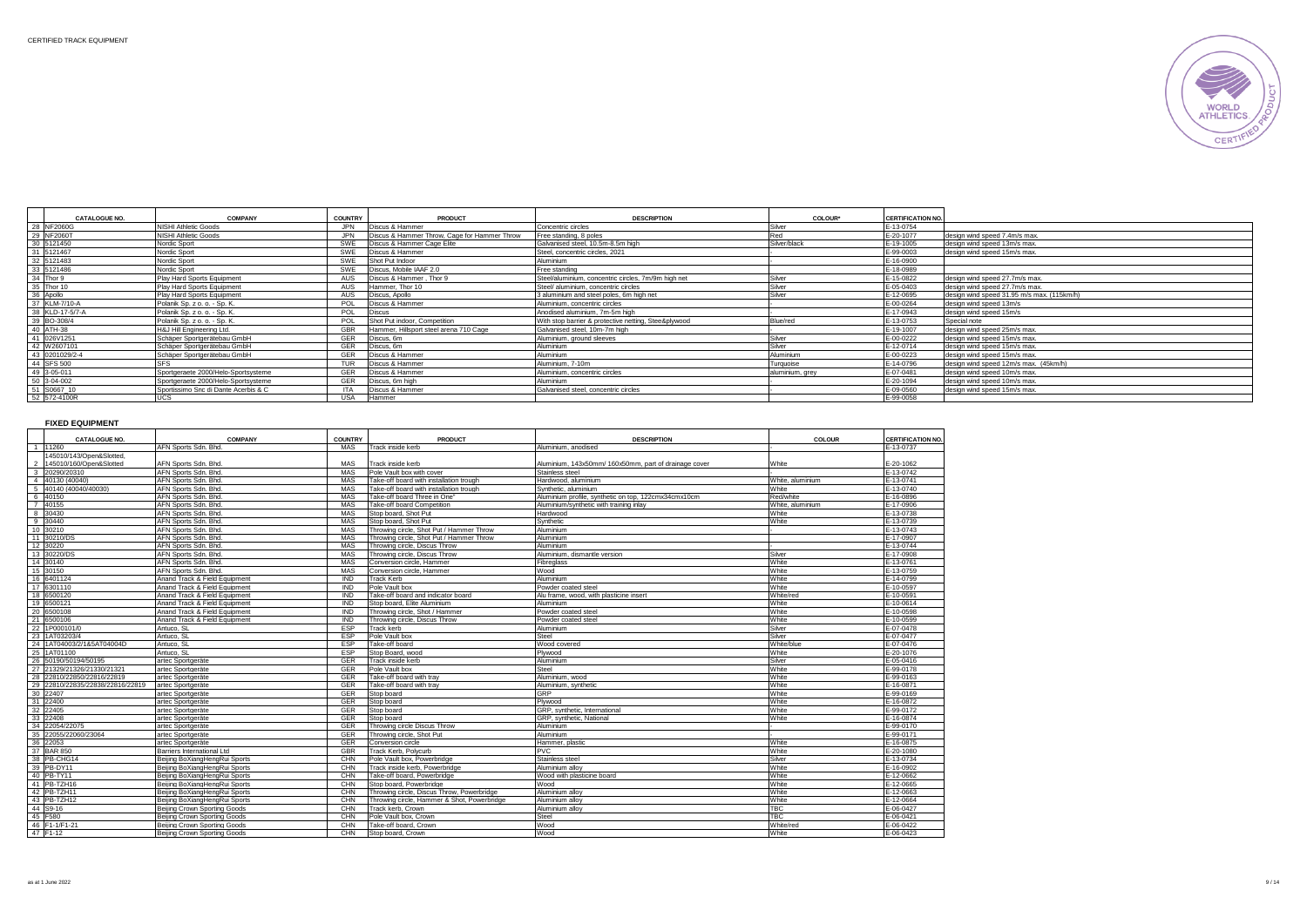CERTIFIED TRACK EQUIPMENT

| | CATALOGUE NO. | COMPANY | COUNTRY | PRODUCT | DESCRIPTION | COLOUR* | CERTIFICATION NO. | |
|---|---|---|---|---|---|---|---|---|
| 28 | NF2060G | NISHI Athletic Goods | JPN | Discus & Hammer | Concentric circles | Silver | E-13-0754 | |
| 29 | NF2060T | NISHI Athletic Goods | JPN | Discus & Hammer Throw, Cage for Hammer Throw | Free standing, 8 poles | Red | E-20-1077 | design wind speed 7.4m/s max. |
| 30 | 5121450 | Nordic Sport | SWE | Discus & Hammer Cage Elite | Galvanised steel, 10.5m-8.5m high | Silver/black | E-19-1005 | design wind speed 13m/s max. |
| 31 | 5121467 | Nordic Sport | SWE | Discus & Hammer | Steel, concentric circles, 2021 | - | E-99-0003 | design wind speed 15m/s max. |
| 32 | 5121483 | Nordic Sport | SWE | Shot Put Indoor | Aluminium | - | E-16-0900 | |
| 33 | 5121486 | Nordic Sport | SWE | Discus, Mobile IAAF 2.0 | Free standing | - | E-18-0989 | |
| 34 | Thor 9 | Play Hard Sports Equipment | AUS | Discus & Hammer , Thor 9 | Steel/aluminium, concentric circles, 7m/9m high net | Silver | E-15-0822 | design wind speed 27.7m/s max. |
| 35 | Thor 10 | Play Hard Sports Equipment | AUS | Hammer, Thor 10 | Steel/ aluminium, concentric circles | Silver | E-05-0403 | design wind speed 27.7m/s max. |
| 36 | Apollo | Play Hard Sports Equipment | AUS | Discus, Apollo | 3 aluminium and steel poles, 6m high net | Silver | E-12-0695 | design wind speed 31.95 m/s max. (115km/h) |
| 37 | KLM-7/10-A | Polanik Sp. z o. o. - Sp. K. | POL | Discus & Hammer | Aluminium, concentric circles | - | E-00-0264 | design wind speed 13m/s |
| 38 | KLD-17-5/7-A | Polanik Sp. z o. o. - Sp. K. | POL | Discus | Anodised aluminium, 7m-5m high | - | E-17-0943 | design wind speed 15m/s |
| 39 | BO-308/4 | Polanik Sp. z o. o. - Sp. K. | POL | Shot Put indoor, Competition | With stop barrier & protective netting, Stee&plywood | Blue/red | E-13-0753 | Special note |
| 40 | ATH-38 | H&J Hill Engineering Ltd. | GBR | Hammer, Hillsport steel arena 710 Cage | Galvanised steel, 10m-7m high | - | E-19-1007 | design wind speed 25m/s max. |
| 41 | 026V1251 | Schäper Sportgerätebau GmbH | GER | Discus, 6m | Aluminium, ground sleeves | Silver | E-00-0222 | design wind speed 15m/s max. |
| 42 | W2607101 | Schäper Sportgerätebau GmbH | GER | Discus, 6m | Aluminium | Silver | E-12-0714 | design wind speed 15m/s max. |
| 43 | 0201029/2-4 | Schäper Sportgerätebau GmbH | GER | Discus & Hammer | Aluminium | Aluminium | E-00-0223 | design wind speed 15m/s max. |
| 44 | SFS 500 | SFS | TUR | Discus & Hammer | Aluminium, 7-10m | Turquoise | E-14-0796 | design wind speed 12m/s max. (45km/h) |
| 49 | 3-05-011 | Sportgeraete 2000/Helo-Sportsysteme | GER | Discus & Hammer | Aluminium, concentric circles | aluminium, grey | E-07-0481 | design wind speed 10m/s max. |
| 50 | 3-04-002 | Sportgeraete 2000/Helo-Sportsysteme | GER | Discus, 6m high | Aluminium | - | E-20-1094 | design wind speed 10m/s max. |
| 51 | 50667_10 | Sportissimo Snc di Dante Acerbis & C | ITA | Discus & Hammer | Galvanised steel, concentric circles | - | E-09-0560 | design wind speed 15m/s max. |
| 52 | 572-4100R | UCS | USA | Hammer | | | E-99-0058 | |

**FIXED EQUIPMENT**

| | CATALOGUE NO. | COMPANY | COUNTRY | PRODUCT | DESCRIPTION | COLOUR | CERTIFICATION NO. |
|---|---|---|---|---|---|---|---|
| 1 | 11260 | AFN Sports Sdn. Bhd. | MAS | Track inside kerb | Aluminium, anodised | - | E-13-0737 |
| 2 | 145010/143/Open&Slotted, 145010/160/Open&Slotted | AFN Sports Sdn. Bhd. | MAS | Track inside kerb | Aluminium, 143x50mm/ 160x50mm, part of drainage cover | White | E-20-1062 |
| 3 | 20290/20310 | AFN Sports Sdn. Bhd. | MAS | Pole Vault box with cover | Stainless steel | - | E-13-0742 |
| 4 | 40130 (40040) | AFN Sports Sdn. Bhd. | MAS | Take-off board with installation trough | Hardwood, aluminium | White, aluminium | E-13-0741 |
| 5 | 40140 (40040/40030) | AFN Sports Sdn. Bhd. | MAS | Take-off board with installation trough | Synthetic, aluminium | White | E-13-0740 |
| 6 | 40150 | AFN Sports Sdn. Bhd. | MAS | Take-off board Three in One" | Aluminium profile, synthetic on top, 122cmx34cmx10cm | Red/white | E-16-0896 |
| 7 | 40155 | AFN Sports Sdn. Bhd. | MAS | Take-off board Competition | Aluminium/synthetic with training inlay | White, aluminium | E-17-0906 |
| 8 | 30430 | AFN Sports Sdn. Bhd. | MAS | Stop board, Shot Put | Hardwood | White | E-13-0738 |
| 9 | 30440 | AFN Sports Sdn. Bhd. | MAS | Stop board, Shot Put | Synthetic | White | E-13-0739 |
| 10 | 30210 | AFN Sports Sdn. Bhd. | MAS | Throwing circle, Shot Put / Hammer Throw | Aluminium | - | E-13-0743 |
| 11 | 30210/DS | AFN Sports Sdn. Bhd. | MAS | Throwing circle, Shot Put / Hammer Throw | Aluminium | | E-17-0907 |
| 12 | 30220 | AFN Sports Sdn. Bhd. | MAS | Throwing circle, Discus Throw | Aluminium | - | E-13-0744 |
| 13 | 30220/DS | AFN Sports Sdn. Bhd. | MAS | Throwing circle, Discus Throw | Aluminium, dismantle version | Silver | E-17-0908 |
| 14 | 30140 | AFN Sports Sdn. Bhd. | MAS | Conversion circle, Hammer | Fibreglass | White | E-13-0761 |
| 15 | 30150 | AFN Sports Sdn. Bhd. | MAS | Conversion circle, Hammer | Wood | White | E-13-0759 |
| 16 | 6401124 | Anand Track & Field Equipment | IND | Track Kerb | Aluminium | White | E-14-0799 |
| 17 | 6301110 | Anand Track & Field Equipment | IND | Pole Vault box | Powder coated steel | White | E-10-0597 |
| 18 | 6500120 | Anand Track & Field Equipment | IND | Take-off board and indicator board | Alu frame, wood, with plasticine insert | White/red | E-10-0591 |
| 19 | 6500121 | Anand Track & Field Equipment | IND | Stop board, Elite Aluminium | Aluminium | White | E-10-0614 |
| 20 | 6500108 | Anand Track & Field Equipment | IND | Throwing circle, Shot / Hammer | Powder coated steel | White | E-10-0598 |
| 21 | 6500106 | Anand Track & Field Equipment | IND | Throwing circle, Discus Throw | Powder coated steel | White | E-10-0599 |
| 22 | 1P000101/0 | Antuco, SL | ESP | Track kerb | Aluminium | Silver | E-07-0478 |
| 23 | 1AT03203/4 | Antuco, SL | ESP | Pole Vault box | Steel | Silver | E-07-0477 |
| 24 | 1AT04003/2/1&5AT04004D | Antuco, SL | ESP | Take-off board | Wood covered | White/blue | E-07-0476 |
| 25 | 1AT01100 | Antuco, SL | ESP | Stop Board, wood | Plywood | White | E-20-1076 |
| 26 | 50190/50194/50195 | artec Sportgeräte | GER | Track inside kerb | Aluminium | Silver | E-05-0416 |
| 27 | 21329/21326/21330/21321 | artec Sportgeräte | GER | Pole Vault box | Steel | White | E-99-0178 |
| 28 | 22810/22850/22816/22819 | artec Sportgeräte | GER | Take-off board with tray | Aluminium, wood | White | E-99-0163 |
| 29 | 22810/22835/22838/22816/22819 | artec Sportgeräte | GER | Take-off board with tray | Aluminium, synthetic | White | E-16-0871 |
| 30 | 22407 | artec Sportgeräte | GER | Stop board | GRP | White | E-99-0169 |
| 31 | 22400 | artec Sportgeräte | GER | Stop board | Plywood | White | E-16-0872 |
| 32 | 22405 | artec Sportgeräte | GER | Stop board | GRP, synthetic, International | White | E-99-0172 |
| 33 | 22408 | artec Sportgeräte | GER | Stop board | GRP, synthetic, National | White | E-16-0874 |
| 34 | 22054/22075 | artec Sportgeräte | GER | Throwing circle Discus Throw | Aluminium | | E-99-0170 |
| 35 | 22055/22060/23064 | artec Sportgeräte | GER | Throwing circle, Shot Put | Aluminium | - | E-99-0171 |
| 36 | 22053 | artec Sportgeräte | GER | Conversion circle | Hammer, plastic | White | E-16-0875 |
| 37 | BAR 850 | Barriers International Ltd | GBR | Track Kerb, Polycurb | PVC | White | E-20-1080 |
| 38 | PB-CHG14 | Beijing BoXiangHengRui Sports | CHN | Pole Vault box, Powerbridge | Stainless steel | Silver | E-13-0734 |
| 39 | PB-DY11 | Beijing BoXiangHengRui Sports | CHN | Track inside kerb, Powerbridge | Aluminium alloy | White | E-16-0902 |
| 40 | PB-TY11 | Beijing BoXiangHengRui Sports | CHN | Take-off board, Powerbridge | Wood with plasticine board | White | E-12-0662 |
| 41 | PB-TZH16 | Beijing BoXiangHengRui Sports | CHN | Stop board, Powerbridge | Wood | White | E-12-0665 |
| 42 | PB-TZH11 | Beijing BoXiangHengRui Sports | CHN | Throwing circle, Discus Throw, Powerbridge | Aluminium alloy | White | E-12-0663 |
| 43 | PB-TZH12 | Beijing BoXiangHengRui Sports | CHN | Throwing circle, Hammer & Shot, Powerbridge | Aluminium alloy | White | E-12-0664 |
| 44 | S9-16 | Beijing Crown Sporting Goods | CHN | Track kerb, Crown | Aluminium alloy | TBC | E-06-0427 |
| 45 | F580 | Beijing Crown Sporting Goods | CHN | Pole Vault box, Crown | Steel | TBC | E-06-0421 |
| 46 | F1-1/F1-21 | Beijing Crown Sporting Goods | CHN | Take-off board, Crown | Wood | White/red | E-06-0422 |
| 47 | F1-12 | Beijing Crown Sporting Goods | CHN | Stop board, Crown | Wood | White | E-06-0423 |

as at 1 June 2022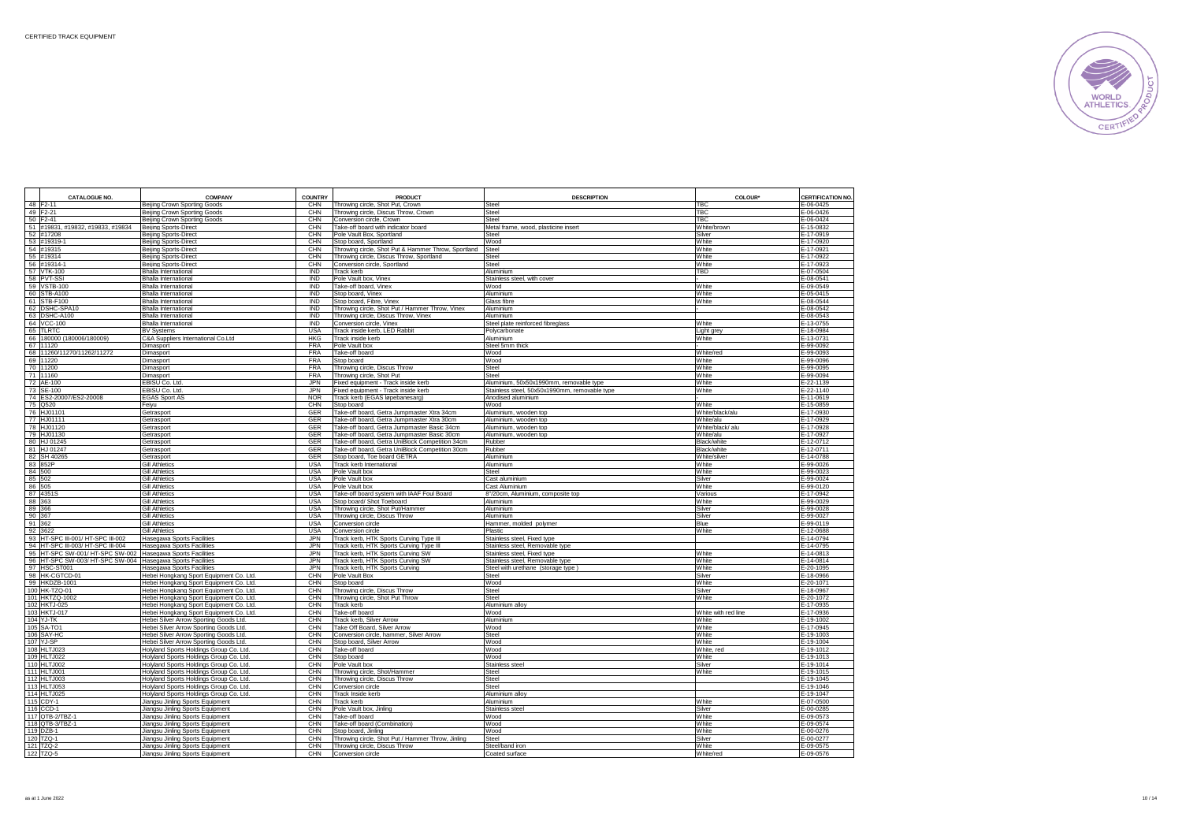| | CATALOGUE NO. | COMPANY | COUNTRY | PRODUCT | DESCRIPTION | COLOUR* | CERTIFICATION NO. |
|---|---|---|---|---|---|---|---|
| 48 | F2-11 | Beijing Crown Sporting Goods | CHN | Throwing circle, Shot Put, Crown | Steel | TBC | E-06-0425 |
| 49 | F2-21 | Beijing Crown Sporting Goods | CHN | Throwing circle, Discus Throw, Crown | Steel | TBC | E-06-0426 |
| 50 | F2-41 | Beijing Crown Sporting Goods | CHN | Conversion circle, Crown | Steel | TBC | E-06-0424 |
| 51 | #19831, #19832, #19833, #19834 | Beijing Sports-Direct | CHN | Take-off board with indicator board | Metal frame, wood, plasticine insert | White/brown | E-15-0832 |
| 52 | #17208 | Beijing Sports-Direct | CHN | Pole Vault Box, Sportland | Steel | Silver | E-17-0919 |
| 53 | #19319-1 | Beijing Sports-Direct | CHN | Stop board, Sportland | Wood | White | E-17-0920 |
| 54 | #19315 | Beijing Sports-Direct | CHN | Throwing circle, Shot Put & Hammer Throw, Sportland | Steel | White | E-17-0921 |
| 55 | #19314 | Beijing Sports-Direct | CHN | Throwing circle, Discus Throw, Sportland | Steel | White | E-17-0922 |
| 56 | #19314-1 | Beijing Sports-Direct | CHN | Conversion circle, Sportland | Steel | White | E-17-0923 |
| 57 | VTK-100 | Bhalla International | IND | Track kerb | Aluminium | TBD | E-07-0504 |
| 58 | PVT-SSI | Bhalla International | IND | Pole Vault box, Vinex | Stainless steel, with cover | - | E-08-0541 |
| 59 | VSTB-100 | Bhalla International | IND | Take-off board, Vinex | Wood | White | E-09-0549 |
| 60 | STB-A100 | Bhalla International | IND | Stop board, Vinex | Aluminium | White | E-05-0415 |
| 61 | STB-F100 | Bhalla International | IND | Stop board, Fibre, Vinex | Glass fibre | White | E-08-0544 |
| 62 | DSHC-SPA10 | Bhalla International | IND | Throwing circle, Shot Put / Hammer Throw, Vinex | Aluminium | - | E-08-0542 |
| 63 | DSHC-A100 | Bhalla International | IND | Throwing circle, Discus Throw, Vinex | Aluminium | - | E-08-0543 |
| 64 | VCC-100 | Bhalla International | IND | Conversion circle, Vinex | Steel plate reinforced fibreglass | White | E-13-0755 |
| 65 | TLRTC | BV Systems | USA | Track inside kerb, LED Rabbit | Polycarbonate | Light grey | E-18-0984 |
| 66 | 180000 (180006/180009) | C&A Suppliers International Co.Ltd | HKG | Track inside kerb | Aluminium | White | E-13-0731 |
| 67 | 11120 | Dimasport | FRA | Pole Vault box | Steel 5mm thick | - | E-99-0092 |
| 68 | 11260/11270/11262/11272 | Dimasport | FRA | Take-off board | Wood | White/red | E-99-0093 |
| 69 | 11220 | Dimasport | FRA | Stop board | Wood | White | E-99-0096 |
| 70 | 11200 | Dimasport | FRA | Throwing circle, Discus Throw | Steel | White | E-99-0095 |
| 71 | 11160 | Dimasport | FRA | Throwing circle, Shot Put | Steel | White | E-99-0094 |
| 72 | AE-100 | EBISU Co. Ltd. | JPN | Fixed equipment - Track inside kerb | Aluminium, 50x50x1990mm, removable type | White | E-22-1139 |
| 73 | SE-100 | EBISU Co. Ltd. | JPN | Fixed equipment - Track inside kerb | Stainless steel, 50x50x1990mm, removable type | White | E-22-1140 |
| 74 | ES2-20007/ES2-20008 | EGAS Sport AS | NOR | Track kerb (EGAS løpebanesarg) | Anodised aluminium | - | E-11-0619 |
| 75 | Q520 | Feiyu | CHN | Stop board | Wood | White | E-15-0859 |
| 76 | HJ01101 | Getrasport | GER | Take-off board, Getra Jumpmaster Xtra 34cm | Aluminium, wooden top | White/black/alu | E-17-0930 |
| 77 | HJ01111 | Getrasport | GER | Take-off board, Getra Jumpmaster Xtra 30cm | Aluminium, wooden top | White/alu | E-17-0929 |
| 78 | HJ01120 | Getrasport | GER | Take-off board, Getra Jumpmaster Basic 34cm | Aluminium, wooden top | White/black/ alu | E-17-0928 |
| 79 | HJ01130 | Getrasport | GER | Take-off board, Getra Jumpmaster Basic 30cm | Aluminium, wooden top | White/alu | E-17-0927 |
| 80 | HJ 01245 | Getrasport | GER | Take-off board, Getra UniBlock Competition 34cm | Rubber | Black/white | E-12-0712 |
| 81 | HJ 01247 | Getrasport | GER | Take-off board, Getra UniBlock Competition 30cm | Rubber | Black/white | E-12-0711 |
| 82 | SH 40265 | Getrasport | GER | Stop board, Toe board GETRA | Aluminium | White/silver | E-14-0788 |
| 83 | 852P | Gill Athletics | USA | Track kerb International | Aluminium | White | E-99-0026 |
| 84 | 500 | Gill Athletics | USA | Pole Vault box | Steel | White | E-99-0023 |
| 85 | 502 | Gill Athletics | USA | Pole Vault box | Cast aluminium | Silver | E-99-0024 |
| 86 | 505 | Gill Athletics | USA | Pole Vault box | Cast Aluminium | White | E-99-0120 |
| 87 | 4351S | Gill Athletics | USA | Take-off board system with IAAF Foul Board | 8"/20cm, Aluminium, composite top | Various | E-17-0942 |
| 88 | 363 | Gill Athletics | USA | Stop board/ Shot Toeboard | Aluminium | White | E-99-0029 |
| 89 | 366 | Gill Athletics | USA | Throwing circle, Shot Put/Hammer | Aluminium | Silver | E-99-0028 |
| 90 | 367 | Gill Athletics | USA | Throwing circle, Discus Throw | Aluminium | Silver | E-99-0027 |
| 91 | 362 | Gill Athletics | USA | Conversion circle | Hammer, molded polymer | Blue | E-99-0119 |
| 92 | 3622 | Gill Athletics | USA | Conversion circle | Plastic | White | E-12-0688 |
| 93 | HT-SPC III-001/ HT-SPC III-002 | Hasegawa Sports Facilities | JPN | Track kerb, HTK Sports Curving Type III | Stainless steel, Fixed type | | E-14-0794 |
| 94 | HT-SPC III-003/ HT-SPC III-004 | Hasegawa Sports Facilities | JPN | Track kerb, HTK Sports Curving Type III | Stainless steel, Removable type | | E-14-0795 |
| 95 | HT-SPC SW-001/ HT-SPC SW-002 | Hasegawa Sports Facilities | JPN | Track kerb, HTK Sports Curving SW | Stainless steel, Fixed type | White | E-14-0813 |
| 96 | HT-SPC SW-003/ HT-SPC SW-004 | Hasegawa Sports Facilities | JPN | Track kerb, HTK Sports Curving SW | Stainless steel, Removable type | White | E-14-0814 |
| 97 | HSC-ST001 | Hasegawa Sports Facilities | JPN | Track kerb, HTK Sports Curving | Steel with urethane (storage type ) | White | E-20-1095 |
| 98 | HK-CGTCD-01 | Hebei Hongkang Sport Equipment Co. Ltd. | CHN | Pole Vault Box | Steel | Silver | E-18-0966 |
| 99 | HKDZB-1001 | Hebei Hongkang Sport Equipment Co. Ltd. | CHN | Stop board | Wood | White | E-20-1071 |
| 100 | HK-TZQ-01 | Hebei Hongkang Sport Equipment Co. Ltd. | CHN | Throwing circle, Discus Throw | Steel | Silver | E-18-0967 |
| 101 | HKTZQ-1002 | Hebei Hongkang Sport Equipment Co. Ltd. | CHN | Throwing circle, Shot Put Throw | Steel | White | E-20-1072 |
| 102 | HKTJ-025 | Hebei Hongkang Sport Equipment Co. Ltd. | CHN | Track kerb | Aluminium alloy | | E-17-0935 |
| 103 | HKTJ-017 | Hebei Hongkang Sport Equipment Co. Ltd. | CHN | Take-off board | Wood | White with red line | E-17-0936 |
| 104 | YJ-TK | Hebei Silver Arrow Sporting Goods Ltd. | CHN | Track kerb, Silver Arrow | Aluminium | White | E-19-1002 |
| 105 | SA-TO1 | Hebei Silver Arrow Sporting Goods Ltd. | CHN | Take Off Board, Silver Arrow | Wood | White | E-17-0945 |
| 106 | SAY-HC | Hebei Silver Arrow Sporting Goods Ltd. | CHN | Conversion circle, hammer, Silver Arrow | Steel | White | E-19-1003 |
| 107 | YJ-SP | Hebei Silver Arrow Sporting Goods Ltd. | CHN | Stop board, Silver Arrow | Wood | White | E-19-1004 |
| 108 | HLTJ023 | Holyland Sports Holdings Group Co. Ltd. | CHN | Take-off board | Wood | White, red | E-19-1012 |
| 109 | HLTJ022 | Holyland Sports Holdings Group Co. Ltd. | CHN | Stop board | Wood | White | E-19-1013 |
| 110 | HLTJ002 | Holyland Sports Holdings Group Co. Ltd. | CHN | Pole Vault box | Stainless steel | Silver | E-19-1014 |
| 111 | HLTJ001 | Holyland Sports Holdings Group Co. Ltd. | CHN | Throwing circle, Shot/Hammer | Steel | White | E-19-1015 |
| 112 | HLTJ003 | Holyland Sports Holdings Group Co. Ltd. | CHN | Throwing circle, Discus Throw | Steel | | E-19-1045 |
| 113 | HLTJ053 | Holyland Sports Holdings Group Co. Ltd. | CHN | Conversion circle | Steel | | E-19-1046 |
| 114 | HLTJ025 | Holyland Sports Holdings Group Co. Ltd. | CHN | Track Inside kerb | Aluminium alloy | | E-19-1047 |
| 115 | CDY-1 | Jiangsu Jinling Sports Equipment | CHN | Track kerb | Aluminium | White | E-07-0500 |
| 116 | CCD-1 | Jiangsu Jinling Sports Equipment | CHN | Pole Vault box, Jinling | Stainless steel | Silver | E-00-0285 |
| 117 | QTB-2/TBZ-1 | Jiangsu Jinling Sports Equipment | CHN | Take-off board | Wood | White | E-09-0573 |
| 118 | QTB-3/TBZ-1 | Jiangsu Jinling Sports Equipment | CHN | Take-off board (Combination) | Wood | White | E-09-0574 |
| 119 | DZB-1 | Jiangsu Jinling Sports Equipment | CHN | Stop board, Jinling | Wood | White | E-00-0276 |
| 120 | TZQ-1 | Jiangsu Jinling Sports Equipment | CHN | Throwing circle, Shot Put / Hammer Throw, Jinling | Steel | Silver | E-00-0277 |
| 121 | TZQ-2 | Jiangsu Jinling Sports Equipment | CHN | Throwing circle, Discus Throw | Steel/band iron | White | E-09-0575 |
| 122 | TZQ-5 | Jiangsu Jinling Sports Equipment | CHN | Conversion circle | Coated surface | White/red | E-09-0576 |

as at 1 June 2022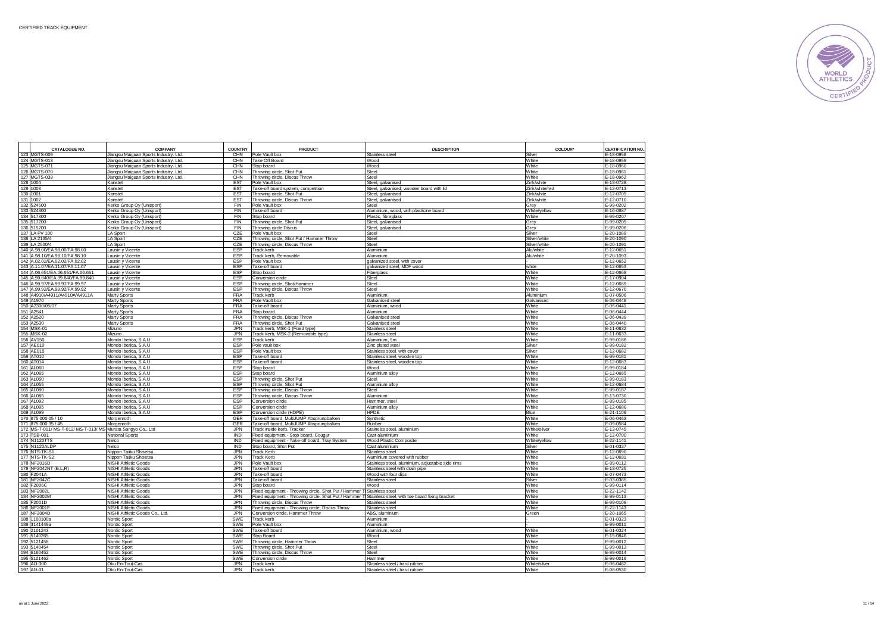CERTIFIED TRACK EQUIPMENT

| | CATALOGUE NO. | COMPANY | COUNTRY | PRODUCT | DESCRIPTION | COLOUR* | CERTIFICATION NO. |
|---|---|---|---|---|---|---|---|
| 123 | MGTS-009 | Jiangsu Maiguan Sports Industry. Ltd. | CHN | Pole Vault box | Stainless steel | Silver | E-18-0958 |
| 124 | MGTS-013 | Jiangsu Maiguan Sports Industry. Ltd. | CHN | Take Off Board | Wood | White | E-18-0959 |
| 125 | MGTS-071 | Jiangsu Maiguan Sports Industry. Ltd. | CHN | Stop board | Wood | White | E-18-0960 |
| 126 | MGTS-070 | Jiangsu Maiguan Sports Industry. Ltd. | CHN | Throwing circle, Shot Put | Steel | White | E-18-0961 |
| 127 | MGTS-039 | Jiangsu Maiguan Sports Industry. Ltd. | CHN | Throwing circle, Discus Throw | Steel | White | E-18-0962 |
| 128 | 1004 | Kanstet | EST | Pole Vault box | Steel, galvanised | Zink/white | E-13-0728 |
| 129 | 1003 | Kanstet | EST | Take-off board system, competition | Steel, galvanised; wooden board with lid | Zink/white/red | E-12-0713 |
| 130 | 1001 | Kanstet | EST | Throwing circle, Shot Put | Steel, galvanised | Zink/white | E-12-0709 |
| 131 | 1002 | Kanstet | EST | Throwing circle, Discus Throw | Steel, galvanised | Zink/white | E-12-0710 |
| 132 | 524500 | Kerko Group Oy (Unisport) | FIN | Pole Vault box | Steel | Grey | E-99-0202 |
| 133 | 524300 | Kerko Group Oy (Unisport) | FIN | Take-off board | Aluminium, wood, with plasticine board | White/yellow | E-16-0887 |
| 134 | 517300 | Kerko Group Oy (Unisport) | FIN | Stop board | Plastic, fibreglass | White | E-99-0207 |
| 135 | 517200 | Kerko Group Oy (Unisport) | FIN | Throwing circle, Shot Put | Steel, galvanised | Grey | E-99-0205 |
| 136 | 515200 | Kerko Group Oy (Unisport) | FIN | Throwing circle Discus | Steel, galvanised | Grey | E-99-0206 |
| 137 | LA PV 100 | LA Sport | CZE | Pole Vault box | Steel | Silver | E-20-1089 |
| 138 | LA 2135/4 | LA Sport | CZE | Throwing circle, Shot Put / Hammer Throw | Steel | Silver/white | E-20-1090 |
| 139 | LA 2500/4 | LA Sport | CZE | Throwing circle, Discus Throw | Steel | Silver/white | E-20-1091 |
| 140 | A.98.00/EA.98.00/FA.98.00 | Lausin y Vicente | ESP | Track kerb | Aluminium | Alu/white | E-12-0651 |
| 141 | A.98.10/EA.98.10/FA.98.10 | Lausin y Vicente | ESP | Track kerb, Removable | Aluminium | Alu/white | E-20-1093 |
| 142 | A.02.02/EA.02.02/FA.02.02 | Lausin y Vicente | ESP | Pole Vault box | galvanized steel, with cover | - | E-12-0652 |
| 143 | A.11.07/EA.11.07/FA.11.07 | Lausin y Vicente | ESP | Take-off board | galvanized steel, MDF wood | white | E-12-0653 |
| 144 | A.06.651/EA.06.651/FA.06.651 | Lausin y Vicente | ESP | Stop board | Fiberglass | White | E-12-0668 |
| 145 | A.99.840/EA.99.840/FA.99.840 | Lausin y Vicente | ESP | Conversion circle | Steel | White | E-17-0904 |
| 146 | A.99.97/EA.99.97/FA.99.97 | Lausin y Vicente | ESP | Throwing circle, Shot/Hammer | Steel | White | E-12-0669 |
| 147 | A.99.92/EA.99.92/FA.99.92 | Lausin y Vicente | ESP | Throwing circle, Discus Throw | Steel | White | E-12-0670 |
| 148 | A4910/A4911/A4910A/A4911A | Marty Sports | FRA | Track kerb | Aluminium | Aluminium | E-07-0506 |
| 149 | A1970 | Marty Sports | FRA | Pole Vault box | Galvanised steel | Galvanised | E-06-0449 |
| 150 | A2300/05/07 | Marty Sports | FRA | Take-off board | Aluminium, wood | White | E-06-0441 |
| 151 | A2541 | Marty Sports | FRA | Stop board | Aluminium | White | E-06-0444 |
| 152 | A2520 | Marty Sports | FRA | Throwing circle, Discus Throw | Galvanised steel | White | E-06-0439 |
| 153 | A2530 | Marty Sports | FRA | Throwing circle, Shot Put | Galvanised steel | White | E-06-0440 |
| 154 | MSK-01 | Mizuno | JPN | Track kerb, MSK-1 (Fixed type) | Stainless steel | White | E-11-0632 |
| 155 | MSK-02 | Mizuno | JPN | Track kerb, MSK-2 (Removable type) | Stainless steel | White | E-11-0633 |
| 156 | AV150 | Mondo Iberica, S.A.U | ESP | Track kerb | Aluminium, 5m | White | E-99-0186 |
| 157 | AE010 | Mondo Iberica, S.A.U | ESP | Pole vault box | Zinc plated steel | Silver | E-99-0182 |
| 158 | AE015 | Mondo Iberica, S.A.U | ESP | Pole Vault box | Stainless steel, with cover | Silver | E-12-0682 |
| 159 | AT010 | Mondo Iberica, S.A.U | ESP | Take-off board | Stainless steel, wooden top | White | E-99-0181 |
| 160 | AT014 | Mondo Iberica, S.A.U | ESP | Take-off board | Stainless steel, wooden top | White | E-12-0683 |
| 161 | AL060 | Mondo Iberica, S.A.U | ESP | Stop board | Wood | White | E-99-0184 |
| 162 | AL065 | Mondo Iberica, S.A.U | ESP | Stop board | Aluminium alloy | White | E-12-0685 |
| 163 | AL050 | Mondo Iberica, S.A.U | ESP | Throwing circle, Shot Put | Steel | White | E-99-0183 |
| 164 | AL055 | Mondo Iberica, S.A.U | ESP | Throwing circle, Shot Put | Aluminium alloy | White | E-12-0684 |
| 165 | AL080 | Mondo Iberica, S.A.U | ESP | Throwing circle, Discus Throw | Steel | White | E-99-0187 |
| 166 | AL085 | Mondo Iberica, S.A.U | ESP | Throwing circle, Discus Throw | Aluminium | White | E-13-0730 |
| 167 | AL092 | Mondo Iberica, S.A.U | ESP | Conversion circle | Hammer, steel | White | E-99-0185 |
| 168 | AL095 | Mondo Iberica, S.A.U | ESP | Conversion circle | Aluminium alloy | White | E-12-0686 |
| 169 | AL099 | Mondo Iberica, S.A.U | ESP | Conversion circle (HDPE) | HPDE | Blue | E-21-1106 |
| 170 | 875 000 05 / 10 | Morgenroth | GER | Take-off board, MultiJUMP Absprungbalken | Synthetic | White | E-06-0463 |
| 171 | 875 000 35 / 45 | Morgenroth | GER | Take-off board, MultiJUMP Absprungbalken | Rubber | White | E-09-0584 |
| 172 | MS-T-011/ MS-T-012/ MS-T-013/ MS | Murata Sangyo Co., Ltd | JPN | Track inside kerb, Tracker | Stainless steel, aluminium | White/silver | E-13-0745 |
| 173 | TSB-001 | National Sports | IND | Fixed equipment - Stop board, Cougar | Cast aluminium | White | E-12-0700 |
| 174 | N1120TTS | Nelco | IND | Fixed equipment - Take-off board, Tray System | Wood Plastic Composite | White/yellow | E-22-1141 |
| 175 | N1120ALDP | Nelco | IND | Stop board, Shot Put | Cast aluminium | Silver | E-01-0327 |
| 176 | NTS-TK-S1 | Nippon Taiiku Shisetsu | JPN | Track Kerb | Stainless steel | White | E-12-0690 |
| 177 | NTS-TK-S2 | Nippon Taiiku Shisetsu | JPN | Track Kerb | Aluminium covered with rubber | White | E-12-0691 |
| 178 | NF2016D | NISHI Athletic Goods | JPN | Pole Vault box | Stainless steel, aluminium, adjustable side rims | White | E-99-0112 |
| 179 | NF2042NT (B,L,R) | NISHI Athletic Goods | JPN | Take-off board | Stainless steel with drain pipe | White | E-13-0725 |
| 180 | F2041A | NISHI Athletic Goods | JPN | Take-off board | Wood with four dips | White | E-07-0473 |
| 181 | NF2042C | NISHI Athletic Goods | JPN | Take-off board | Stainless steel | Silver | E-03-0365 |
| 182 | F2006C | NISHI Athletic Goods | JPN | Stop board | Wood | White | E-99-0114 |
| 183 | NF2002L | NISHI Athletic Goods | JPN | Fixed equipment - Throwing circle, Shot Put / Hammer Th | Stainless steel | White | E-22-1142 |
| 184 | NF2002M | NISHI Athletic Goods | JPN | Fixed equipment - Throwing circle, Shot Put / Hammer Th | Stainless steel, with toe board fixing bracket | White | E-99-0113 |
| 185 | F2001D | NISHI Athletic Goods | JPN | Throwing circle, Discus Throw | Stainless steel | White | E-99-0109 |
| 186 | NF2001E | NISHI Athletic Goods | JPN | Fixed equipment - Throwing circle, Discus Throw | Stainless steel | White | E-22-1143 |
| 187 | NF2004D | NISHI Athletic Goods Co., Ltd. | JPN | Conversion circle, Hammer Throw | ABS, aluminium | Green | E-20-1065 |
| 188 | 1100100a | Nordic Sport | SWE | Track kerb | Aluminium | - | E-01-0323 |
| 189 | 3141449a | Nordic Sport | SWE | Pole Vault box | Aluminium | - | E-99-0011 |
| 190 | 2101243 | Nordic Sport | SWE | Take-off board | Aluminium, wood | White | E-01-0324 |
| 191 | 5140265 | Nordic Sport | SWE | Stop Board | Wood | White | E-15-0846 |
| 192 | 5121458 | Nordic Sport | SWE | Throwing circle, Hammer Throw | Steel | White | E-99-0012 |
| 193 | 5140454 | Nordic Sport | SWE | Throwing circle, Shot Put | Steel | White | E-99-0013 |
| 194 | 6160452 | Nordic Sport | SWE | Throwing circle, Discus Throw | Steel | White | E-99-0014 |
| 195 | 5121462 | Nordic Sport | SWE | Conversion circle | Hammer | White | E-99-0016 |
| 196 | AO-300 | Oku En-Tout-Cas | JPN | Track kerb | Stainless steel / hard rubber | White/silver | E-06-0462 |
| 197 | AO-01 | Oku En-Tout-Cas | JPN | Track kerb | Stainless steel / hard rubber | White | E-08-0530 |

as at 1 June 2022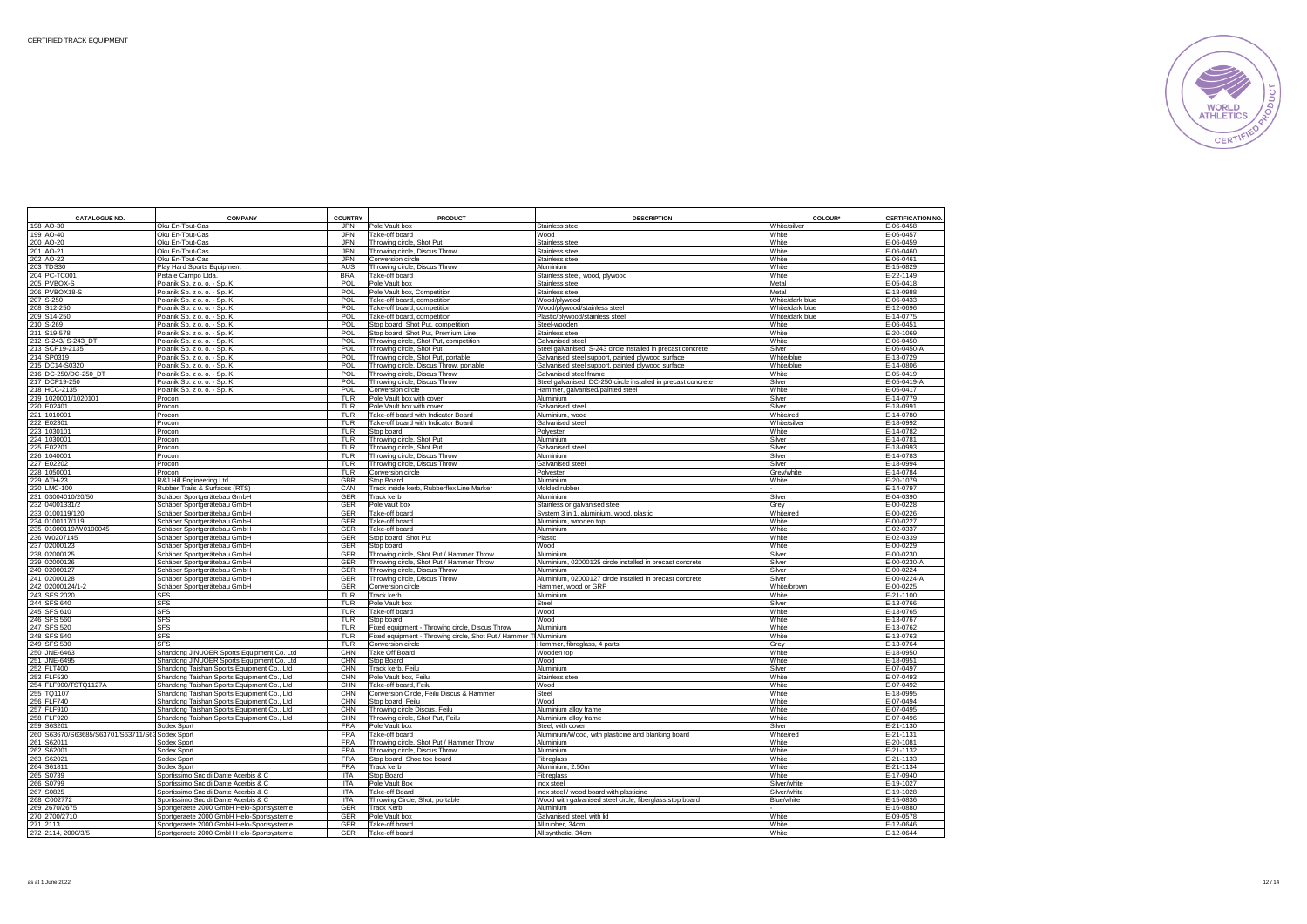CERTIFIED TRACK EQUIPMENT

| | CATALOGUE NO. | COMPANY | COUNTRY | PRODUCT | DESCRIPTION | COLOUR* | CERTIFICATION NO. |
|---|---|---|---|---|---|---|---|
| 198 | AO-30 | Oku En-Tout-Cas | JPN | Pole Vault box | Stainless steel | White/silver | E-06-0458 |
| 199 | AO-40 | Oku En-Tout-Cas | JPN | Take-off board | Wood | White | E-06-0457 |
| 200 | AO-20 | Oku En-Tout-Cas | JPN | Throwing circle, Shot Put | Stainless steel | White | E-06-0459 |
| 201 | AO-21 | Oku En-Tout-Cas | JPN | Throwing circle, Discus Throw | Stainless steel | White | E-06-0460 |
| 202 | AO-22 | Oku En-Tout-Cas | JPN | Conversion circle | Stainless steel | White | E-06-0461 |
| 203 | TDS30 | Play Hard Sports Equipment | AUS | Throwing circle, Discus Throw | Aluminium | White | E-15-0829 |
| 204 | PC-TC001 | Pista e Campo Ltda. | BRA | Take-off board | Stainless steel, wood, plywood | White | E-22-1149 |
| 205 | PVBOX-S | Polanik Sp. z o. o. - Sp. K. | POL | Pole Vault box | Stainless steel | Metal | E-05-0418 |
| 206 | PVBOX18-S | Polanik Sp. z o. o. - Sp. K. | POL | Pole Vault box, Competition | Stainless steel | Metal | E-18-0988 |
| 207 | S-250 | Polanik Sp. z o. o. - Sp. K. | POL | Take-off board, competition | Wood/plywood | White/dark blue | E-06-0433 |
| 208 | S12-250 | Polanik Sp. z o. o. - Sp. K. | POL | Take-off board, competition | Wood/plywood/stainless steel | White/dark blue | E-12-0696 |
| 209 | S14-250 | Polanik Sp. z o. o. - Sp. K. | POL | Take-off board, competition | Plastic/plywood/stainless steel | White/dark blue | E-14-0775 |
| 210 | S-269 | Polanik Sp. z o. o. - Sp. K. | POL | Stop board, Shot Put, competition | Steel-wooden | White | E-06-0451 |
| 211 | S19-578 | Polanik Sp. z o. o. - Sp. K. | POL | Stop board, Shot Put, Premium Line | Stainless steel | White | E-20-1069 |
| 212 | S-243/ S-243_DT | Polanik Sp. z o. o. - Sp. K. | POL | Throwing circle, Shot Put, competition | Galvanised steel | White | E-06-0450 |
| 213 | SCP19-2135 | Polanik Sp. z o. o. - Sp. K. | POL | Throwing circle, Shot Put | Steel galvanised, S-243 circle installed in precast concrete | Silver | E-06-0450-A |
| 214 | SP0319 | Polanik Sp. z o. o. - Sp. K. | POL | Throwing circle, Shot Put, portable | Galvanised steel support, painted plywood surface | White/blue | E-13-0729 |
| 215 | DC14-S0320 | Polanik Sp. z o. o. - Sp. K. | POL | Throwing circle, Discus Throw, portable | Galvanised steel support, painted plywood surface | White/blue | E-14-0806 |
| 216 | DC-250/DC-250_DT | Polanik Sp. z o. o. - Sp. K. | POL | Throwing circle, Discus Throw | Galvanised steel frame | White | E-05-0419 |
| 217 | DCP19-250 | Polanik Sp. z o. o. - Sp. K. | POL | Throwing circle, Discus Throw | Steel galvanised, DC-250 circle installed in precast concrete | Silver | E-05-0419-A |
| 218 | HCC-2135 | Polanik Sp. z o. o. - Sp. K. | POL | Conversion circle | Hammer, galvanised/painted steel | White | E-05-0417 |
| 219 | 1020001/1020101 | Procon | TUR | Pole Vault box with cover | Aluminium | Silver | E-14-0779 |
| 220 | E02401 | Procon | TUR | Pole Vault box with cover | Galvanised steel | Silver | E-18-0991 |
| 221 | 1010001 | Procon | TUR | Take-off board with Indicator Board | Aluminium, wood | White/red | E-14-0780 |
| 222 | E02301 | Procon | TUR | Take-off board with Indicator Board | Galvanised steel | White/silver | E-18-0992 |
| 223 | 1030101 | Procon | TUR | Stop board | Polyester | White | E-14-0782 |
| 224 | 1030001 | Procon | TUR | Throwing circle, Shot Put | Aluminium | Silver | E-14-0781 |
| 225 | E02201 | Procon | TUR | Throwing circle, Shot Put | Galvanised steel | Silver | E-18-0993 |
| 226 | 1040001 | Procon | TUR | Throwing circle, Discus Throw | Aluminium | Silver | E-14-0783 |
| 227 | E02202 | Procon | TUR | Throwing circle, Discus Throw | Galvanised steel | Silver | E-18-0994 |
| 228 | 1050001 | Procon | TUR | Conversion circle | Polyester | Grey/white | E-14-0784 |
| 229 | ATH-23 | R&J Hill Engineering Ltd. | GBR | Stop Board | Aluminium | White | E-20-1079 |
| 230 | LMC-100 | Rubber Trails & Surfaces (RTS) | CAN | Track inside kerb, Rubberflex Line Marker | Molded rubber | - | E-14-0797 |
| 231 | 03004010/20/50 | Schäper Sportgerätebau GmbH | GER | Track kerb | Aluminium | Silver | E-04-0390 |
| 232 | 04001331/2 | Schäper Sportgerätebau GmbH | GER | Pole vault box | Stainless or galvanised steel | Grey | E-00-0228 |
| 233 | 0100119/120 | Schäper Sportgerätebau GmbH | GER | Take-off board | System 3 in 1, aluminium, wood, plastic | White/red | E-00-0226 |
| 234 | 0100117/119 | Schäper Sportgerätebau GmbH | GER | Take-off board | Aluminium, wooden top | White | E-00-0227 |
| 235 | 01000119/W0100045 | Schäper Sportgerätebau GmbH | GER | Take-off board | Aluminium | White | E-02-0337 |
| 236 | W0207145 | Schäper Sportgerätebau GmbH | GER | Stop board, Shot Put | Plastic | White | E-02-0339 |
| 237 | 02000123 | Schäper Sportgerätebau GmbH | GER | Stop board | Wood | White | E-00-0229 |
| 238 | 02000125 | Schäper Sportgerätebau GmbH | GER | Throwing circle, Shot Put / Hammer Throw | Aluminium | Silver | E-00-0230 |
| 239 | 02000126 | Schäper Sportgerätebau GmbH | GER | Throwing circle, Shot Put / Hammer Throw | Aluminium, 02000125 circle installed in precast concrete | Silver | E-00-0230-A |
| 240 | 02000127 | Schäper Sportgerätebau GmbH | GER | Throwing circle, Discus Throw | Aluminium | Silver | E-00-0224 |
| 241 | 02000128 | Schäper Sportgerätebau GmbH | GER | Throwing circle, Discus Throw | Aluminium, 02000127 circle installed in precast concrete | Silver | E-00-0224-A |
| 242 | 02000124/1-2 | Schäper Sportgerätebau GmbH | GER | Conversion circle | Hammer, wood or GRP | White/brown | E-00-0225 |
| 243 | SFS 2020 | SFS | TUR | Track kerb | Aluminium | White | E-21-1100 |
| 244 | SFS 640 | SFS | TUR | Pole Vault box | Steel | Silver | E-13-0766 |
| 245 | SFS 610 | SFS | TUR | Take-off board | Wood | White | E-13-0765 |
| 246 | SFS 560 | SFS | TUR | Stop board | Wood | White | E-13-0767 |
| 247 | SFS 520 | SFS | TUR | Fixed equipment - Throwing circle, Discus Throw | Aluminium | White | E-13-0762 |
| 248 | SFS 540 | SFS | TUR | Fixed equipment - Throwing circle, Shot Put / Hammer Th | Aluminium | White | E-13-0763 |
| 249 | SFS 530 | SFS | TUR | Conversion circle | Hammer, fibreglass, 4 parts | Grey | E-13-0764 |
| 250 | JNE-6463 | Shandong JINUOER Sports Equipment Co. Ltd | CHN | Take Off Board | Wooden top | White | E-18-0950 |
| 251 | JNE-6495 | Shandong JINUOER Sports Equipment Co. Ltd | CHN | Stop Board | Wood | White | E-18-0951 |
| 252 | FLT400 | Shandong Taishan Sports Equipment Co., Ltd | CHN | Track kerb, Feilu | Aluminium | Silver | E-07-0497 |
| 253 | FLF530 | Shandong Taishan Sports Equipment Co., Ltd | CHN | Pole Vault box, Feilu | Stainless steel | White | E-07-0493 |
| 254 | FLF900/TSTQ1127A | Shandong Taishan Sports Equipment Co., Ltd | CHN | Take-off board, Feilu | Wood | White | E-07-0492 |
| 255 | TQ1107 | Shandong Taishan Sports Equipment Co., Ltd | CHN | Conversion Circle, Feilu Discus & Hammer | Steel | White | E-18-0995 |
| 256 | FLF740 | Shandong Taishan Sports Equipment Co., Ltd | CHN | Stop board, Feilu | Wood | White | E-07-0494 |
| 257 | FLF910 | Shandong Taishan Sports Equipment Co., Ltd | CHN | Throwing circle Discus, Feilu | Aluminium alloy frame | White | E-07-0495 |
| 258 | FLF920 | Shandong Taishan Sports Equipment Co., Ltd | CHN | Throwing circle, Shot Put, Feilu | Aluminium alloy frame | White | E-07-0496 |
| 259 | S63201 | Sodex Sport | FRA | Pole Vault box | Steel, with cover | Silver | E-21-1130 |
| 260 | S63670/S63685/S63701/S63711/S63 | Sodex Sport | FRA | Take-off board | Aluminium/Wood, with plasticine and blanking board | White/red | E-21-1131 |
| 261 | S62011 | Sodex Sport | FRA | Throwing circle, Shot Put / Hammer Throw | Aluminium | White | E-20-1081 |
| 262 | S62001 | Sodex Sport | FRA | Throwing circle, Discus Throw | Aluminium | White | E-21-1132 |
| 263 | S62021 | Sodex Sport | FRA | Stop board, Shoe toe board | Fibreglass | White | E-21-1133 |
| 264 | S61811 | Sodex Sport | FRA | Track kerb | Aluminium, 2.50m | White | E-21-1134 |
| 265 | S0739 | Sportissimo Snc di Dante Acerbis & C | ITA | Stop Board | Fibreglass | White | E-17-0940 |
| 266 | S0799 | Sportissimo Snc di Dante Acerbis & C | ITA | Pole Vault Box | Inox steel | Silver/white | E-19-1027 |
| 267 | S0825 | Sportissimo Snc di Dante Acerbis & C | ITA | Take-off Board | Inox steel / wood board with plasticine | Silver/white | E-19-1028 |
| 268 | C002772 | Sportissimo Snc di Dante Acerbis & C | ITA | Throwing Circle, Shot, portable | Wood with galvanised steel circle, fiberglass stop board | Blue/white | E-15-0836 |
| 269 | 2670/2675 | Sportgeraete 2000 GmbH Helo-Sportsysteme | GER | Track Kerb | Aluminium | - | E-16-0880 |
| 270 | 2700/2710 | Sportgeraete 2000 GmbH Helo-Sportsysteme | GER | Pole Vault box | Galvanised steel, with lid | White | E-09-0578 |
| 271 | 2113 | Sportgeraete 2000 GmbH Helo-Sportsysteme | GER | Take-off board | All rubber, 34cm | White | E-12-0646 |
| 272 | 2114, 2000/3/5 | Sportgeraete 2000 GmbH Helo-Sportsysteme | GER | Take-off board | All synthetic, 34cm | White | E-12-0644 |

as at 1 June 2022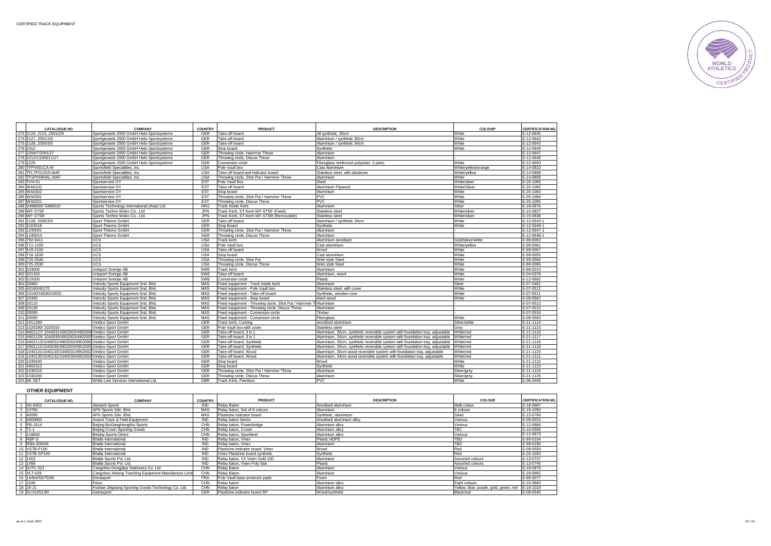CERTIFIED TRACK EQUIPMENT

| | CATALOGUE NO. | COMPANY | COUNTRY | PRODUCT | DESCRIPTION | COLOUR* | CERTIFICATION NO. |
|---|---|---|---|---|---|---|---|
| 273 | 2124, 2123, 2001/2/6 | Sportgeraete 2000 GmbH Helo-Sportsysteme | GER | Take-off board | All synthetic, 30cm | White | E-12-0645 |
| 274 | 2127, 2001/2/6 | Sportgeraete 2000 GmbH Helo-Sportsysteme | GER | Take-off board | Aluminium / synthetic 30cm | White | E-12-0642 |
| 275 | 2128, 2000/3/5 | Sportgeraete 2000 GmbH Helo-Sportsysteme | GER | Take-off board | Aluminium / synthetic 34cm | White | E-12-0643 |
| 276 | 2312 | Sportgeraete 2000 GmbH Helo-Sportsysteme | GER | Stop board | Synthetic | White | E-12-0649 |
| 277 | 2204/7/2/9/1/27 | Sportgeraete 2000 GmbH Helo-Sportsysteme | GER | Throwing circle, Hammer Throw | Aluminium | - | E-12-0647 |
| 278 | 2212/13/3/8/11/17 | Sportgeraete 2000 GmbH Helo-Sportsysteme | GER | Throwing circle, Discus Throw | Aluminium | - | E-12-0648 |
| 279 | 2225 | Sportgeraete 2000 GmbH Helo-Sportsysteme | GER | Conversion circle | Fibreglass reinforced polyester, 3 parts | White | E-12-0650 |
| 280 | TFPV001CA-W | Sportsfield Specialities, Inc. | USA | Pole Vault box | Cast Aluminium | White/yellow/orange | E-14-0810 |
| 281 | TFLTP012SS-IAAF | Sportsfield Specialities, Inc. | USA | Take-off board and indicator board | Stainless steel, with plasticine | White/yellow | E-14-0808 |
| 282 | TFSPH084AL-IAAF | Sportsfield Specialities, Inc. | USA | Throwing circle, Shot Put / Hammer Throw | Aluminium | White | E-14-0809 |
| 283 | TVH-01 | Sportservice OY | EST | Pole Vault Box | Steel | White/silver | E-20-1066 |
| 284 | WA0102 | Sportservice OY | EST | Take-off board | Aluminium Plywood | White/Silver | E-20-1082 |
| 285 | WA0302 | Sportservice OY | EST | Stop board | Aluminium | White | E-20-1083 |
| 286 | WA0301 | Sportservice OY | EST | Throwing circle, Shot Put / Hammer Throw | PVC | White | E-20-1084 |
| 287 | WA0201 | Sportservice OY | EST | Throwing circle, Discus Throw | PVC | White | E-20-1085 |
| 288 | S488000/ S488010 | Sports Technology International (Asia) Ltd. | HKG | Track Inside Kerb | Aluminium | Silver | E-18-0976 |
| 289 | WF-STSF | Sports Techno Wako Co., Ltd. | JPN | Track Kerb, ST-Kerb WF-STSF (Fixed) | Stainless steel | White/silver | E-15-0837 |
| 290 | WF-STSR | Sports Techno Wako Co., Ltd. | JPN | Track Kerb, ST-Kerb WF-STSR (Removable) | Stainless steel | White/silver | E-15-0838 |
| 291 | 2128, 2000/3/5 | Sport-Thieme GmbH | GER | Take-off board | Aluminium / synthetic 34cm | White | E-12-0643-1 |
| 292 | 3163519 | Sport-Thieme GmbH | GER | Stop Board | Synthetic | White | E-12-0649-1 |
| 293 | 1240001 | Sport-Thieme GmbH | GER | Throwing circle, Shot Put / Hammer Throw | Aluminium | - | E-12-0647-1 |
| 294 | 1240014 | Sport-Thieme GmbH | GER | Throwing circle, Discus Throw | Aluminium | - | E-12-0648-1 |
| 295 | 792-9411 | UCS | USA | Track kerb | Aluminium anodised | Gold/silver/white | E-99-0063 |
| 296 | 711-1100 | UCS | USA | Pole Vault box | Cast aluminium | White/yellow | E-99-0061 |
| 297 | 519-2100 | UCS | USA | Take-off board | Wood | White | E-99-0067 |
| 298 | 716-1630 | UCS | USA | Stop board | Cast aluminium | White | E-99-0055 |
| 299 | 725-2540 | UCS | USA | Throwing circle, Shot Put | Web style Steel | White | E-99-0064 |
| 300 | 725-2530 | UCS | USA | Throwing circle, Discus Throw | Web style Steel | White | E-99-0065 |
| 301 | 533000 | Unisport Sverige AB | SWE | Track kerb | Aluminium | White | E-99-0210 |
| 302 | 321320 | Unisport Sverige AB | SWE | Take-off board | Aluminium, wood | White | E-04-0378 |
| 303 | 519300 | Unisport Sverige AB | SWE | Conversion circle | Plastic | White | E-12-0692 |
| 304 | 30960 | Velocity Sports Equipment Snd. Bhd. | MAS | Fixed equipment - Track inside kerb | Aluminium | Silver | E-07-0491 |
| 305 | 40160/40170 | Velocity Sports Equipment Snd. Bhd. | MAS | Fixed equipment - Pole Vault box | Stainless steel, with cover | White | E-07-0512 |
| 306 | 10100/10030/10031 | Velocity Sports Equipment Snd. Bhd. | MAS | Fixed equipment - Take-off board | Synthetic, wooden core | White | E-07-0511 |
| 307 | 20300 | Velocity Sports Equipment Snd. Bhd. | MAS | Fixed equipment - Stop board | Hard wood | White | E-09-0562 |
| 308 | 20110 | Velocity Sports Equipment Snd. Bhd. | MAS | Fixed equipment - Throwing circle, Shot Put / Hammer Th | Aluminium | - | E-07-0513 |
| 309 | 20130 | Velocity Sports Equipment Snd. Bhd. | MAS | Fixed equipment - Throwing circle, Discus Throw | Aluminium | - | E-07-0515 |
| 310 | 20095 | Velocity Sports Equipment Snd. Bhd. | MAS | Fixed equipment - Conversion circle | Timber | - | E-07-0516 |
| 311 | 20090 | Velocity Sports Equipment Snd. Bhd. | MAS | Fixed equipment - Conversion circle | Fiberglass | White | E-09-0563 |
| 312 | 1011260 | Vindico Sport GmbH | GER | Track kerb, Curbing | Anodised aluminium | Silver/white | E-21-1114 |
| 313 | 1020290/ 1020310 | Vindico Sport GmbH | GER | Pole Vault box with cover | Stainless steel | Grey | E-21-1115 |
| 314 | 4902127/ 1040031/4902002/4902006 | Vindico Sport GmbH | GER | Take-off board, 3 in 1 | Aluminium, 30cm, synthetic reversible system with foundation tray, adjustable | White/red | E-21-1116 |
| 315 | 4902129/ 1040030/4902003/4902005 | Vindico Sport GmbH | GER | Take-off board, 3 in 1 | Aluminium, 34cm, synthetic reversible system with foundation tray, adjustable | White/red | E-21-1117 |
| 316 | 4902113/1040031/4902002/4902006 | Vindico Sport GmbH | GER | Take-off board, Synthetic | Aluminium, 30cm, synthetic reversible system with foundation tray, adjustable | White/red | E-21-1118 |
| 317 | 4902112/1040030/4902003/4902005 | Vindico Sport GmbH | GER | Take-off board, Synthetic | Aluminium, 34cm, synthetic reversible system with foundation tray, adjustable | White/red | E-21-1119 |
| 318 | 1040131/1040133/1040031/4902002 | Vindico Sport GmbH | GER | Take-off board, Wood | Aluminium, 30cm wood reversible system with foundation tray, adjustable | White/red | E-21-1120 |
| 319 | 1040130/1040132/1040030/4902003 | Vindico Sport GmbH | GER | Take-off board, Wood | Aluminium, 34cm wood reversible system with foundation tray, adjustable | White/red | E-21-1121 |
| 320 | 1030430 | Vindico Sport GmbH | GER | Stop board | Wood | White | E-21-1122 |
| 321 | 4902312 | Vindico Sport GmbH | GER | Stop board | Synthetic | White | E-21-1123 |
| 322 | 1030210 | Vindico Sport GmbH | GER | Throwing circle, Shot Put / Hammer Throw | Aluminium | Silver/grey | E-21-1124 |
| 323 | 1030200 | Vindico Sport GmbH | GER | Throwing circle, Discus Throw | Aluminium | Silver/grey | E-21-1125 |
| 324 | AK SET | White Line Services International Ltd. | GBR | Track Kerb, Peerless | PVC | White | E-06-0445 |

## OTHER EQUIPMENT

| | CATALOGUE NO. | COMPANY | COUNTRY | PRODUCT | DESCRIPTION | COLOUR | CERTIFICATION NO. |
|---|---|---|---|---|---|---|---|
| 1 | AS-8352 | Abnashi Sports | IND | Relay Baton | Anodised aluminium | Multi colour | E-18-0987 |
| 2 | 10780 | AFN Sports Sdn. Bhd. | MAS | Relay baton, Set of 8 colours | Aluminium | 8 colours | E-19-1050 |
| 3 | 40090 | AFN Sports Sdn. Bhd. | MAS | Plasticine indicator board | Synthetic, aluminium | Silver | E-13-0760 |
| 4 | 6600800 | Anand Track & Field Equipment | IND | Relay baton Senior | Anodised aluminium alloy | Various | E-09-0553 |
| 5 | PB-JS14 | Beijing BoXiangHengRui Sports | CHN | Relay baton, Powerbridge | Aluminium alloy | Various | E-12-0666 |
| 6 | T1-1 | Beijing Crown Sporting Goods | CHN | Relay baton, Crown | Aluminium alloy | TBC | E-10-0590 |
| 7 | #19840 | Beijing Sports-Direct | CHN | Relay baton, Sportland | Aluminium alloy | Various | E-12-0673 |
| 8 | RBP-S | Bhalla International | IND | Relay baton, Vinex | Plastic HDPE | TBD | E-99-0154 |
| 9 | RBA-S06/08 | Bhalla International | IND | Relay baton, Vinex | Aluminium | TBD | E-99-0190 |
| 10 | VSTB-P100 | Bhalla International | IND | Plasticine indicator board, Vinex | Wood | Red | E-09-0550 |
| 11 | VSTB-SP100 | Bhalla International | IND | Vinex Plasticine board synthetic | Synthetic | Red | E-20-1053 |
| 12 | 1453 | Bhalla Sports Pvt. Ltd. | IND | Relay baton, VX Vixen Gold 100 | Aluminium | Assorted colours | E-13-0727 |
| 13 | 1458 | Bhalla Sports Pvt. Ltd. | IND | Relay baton, Vixen Poly Star | Plastic | Assorted colours | E-13-0746 |
| 14 | DJTC-021 | Cangzhou Dongjiya Stationery Co. Ltd | CHN | Relay Baton | Aluminium | Various | E-18-0979 |
| 15 | XLT-029 | Cangzhou Xinlong Teaching Equipment Manufacture Limit | CHN | Relay Baton | Aluminium | Various | E-18-0982 |
| 16 | 14454/55/75/90 | Dimasport | FRA | Pole Vault base protector pads | Foam | Red | E-99-0077 |
| 17 | J109 | Feiyu | CHN | Relay baton | Aluminium alloy | Eight colours | E-15-0860 |
| 18 | JX-J1 | Foshan Jingxiang Sporting Goods Technology Co. Ltd. | CHN | Relay baton | Aluminium alloy | Yellow, blue, purple, gold, green, red | E-19-1019 |
| 19 | HJ 01651/90 | Getrasport | GER | Plasticine indicator board 90° | Wood/synthetic | Black/red | E-08-0540 |

as at 1 June 2022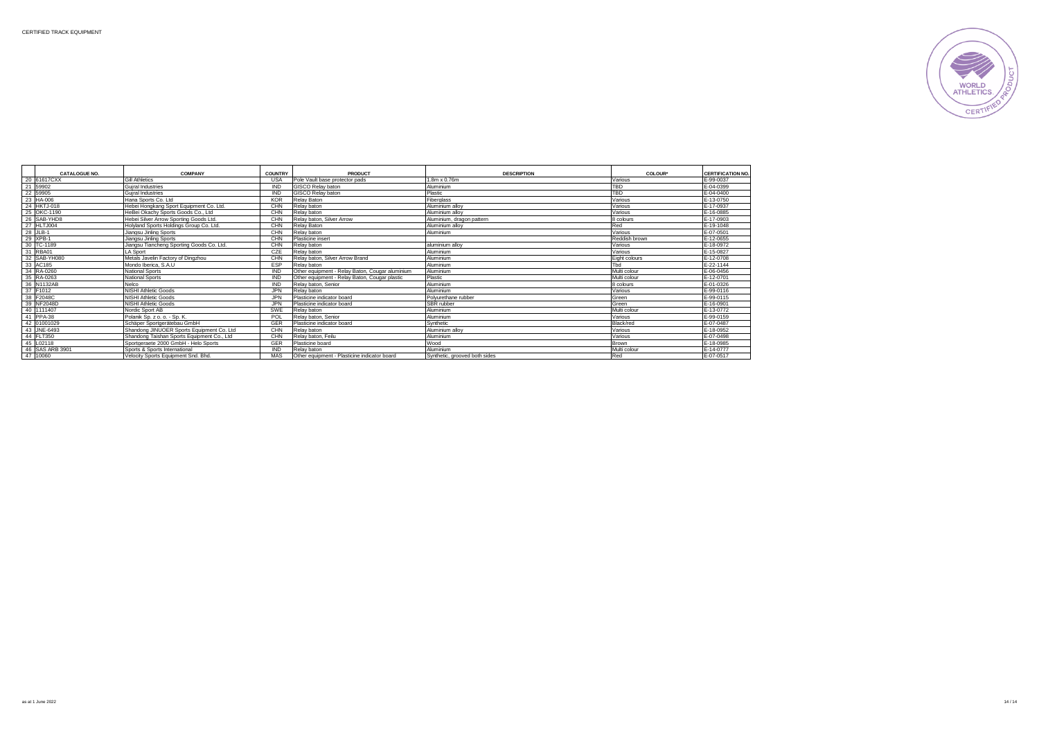CERTIFIED TRACK EQUIPMENT

| | CATALOGUE NO. | COMPANY | COUNTRY | PRODUCT | DESCRIPTION | COLOUR* | CERTIFICATION NO. |
|---|---|---|---|---|---|---|---|
| 20 | 61617CXX | Gill Athletics | USA | Pole Vault base protector pads | 1.8m x 0.76m | Various | E-99-0037 |
| 21 | 59902 | Gujral Industries | IND | GISCO Relay baton | Aluminium | TBD | E-04-0399 |
| 22 | 59905 | Gujral Industries | IND | GISCO Relay baton | Plastic | TBD | E-04-0400 |
| 23 | HA-006 | Hana Sports Co. Ltd | KOR | Relay Baton | Fiberglass | Various | E-13-0750 |
| 24 | HKTJ-018 | Hebei Hongkang Sport Equipment Co. Ltd. | CHN | Relay baton | Aluminium alloy | Various | E-17-0937 |
| 25 | OKC-1190 | HeBei Okachy Sports Goods Co., Ltd | CHN | Relay baton | Aluminium alloy | Various | E-16-0885 |
| 26 | SAB-YHD8 | Hebei Silver Arrow Sporting Goods Ltd. | CHN | Relay baton, Silver Arrow | Aluminium, dragon pattern | 8 colours | E-17-0903 |
| 27 | HLTJ004 | Holyland Sports Holdings Group Co. Ltd. | CHN | Relay Baton | Aluminium alloy | Red | E-19-1048 |
| 28 | JLB-1 | Jiangsu Jinling Sports | CHN | Relay baton | Aluminium | Various | E-07-0501 |
| 29 | XPB-1 | Jiangsu Jinling Sports | CHN | Plasticine insert | | Reddish brown | E-12-0655 |
| 30 | TC-1189 | Jiangsu Tiancheng Sporting Goods Co. Ltd. | CHN | Relay baton | aluminium alloy | Various | E-18-0972 |
| 31 | RBA01 | LA Sport | CZE | Relay baton | Aluminium | Various | E-15-0827 |
| 32 | SAB-YH080 | Metals Javelin Factory of Dingzhou | CHN | Relay baton, Silver Arrow Brand | Aluminium | Eight colours | E-12-0708 |
| 33 | AC185 | Mondo Iberica, S.A.U | ESP | Relay baton | Aluminium | Tbd | E-22-1144 |
| 34 | RA-0260 | National Sports | IND | Other equipment - Relay Baton, Cougar aluminium | Aluminium | Multi colour | E-06-0456 |
| 35 | RA-0263 | National Sports | IND | Other equipment - Relay Baton, Cougar plastic | Plastic | Multi colour | E-12-0701 |
| 36 | N1132AB | Nelco | IND | Relay baton, Senior | Aluminium | 8 colours | E-01-0326 |
| 37 | F1012 | NISHI Athletic Goods | JPN | Relay baton | Aluminium | Various | E-99-0116 |
| 38 | F2048C | NISHI Athletic Goods | JPN | Plasticine indicator board | Polyurethane rubber | Green | E-99-0115 |
| 39 | NF2048D | NISHI Athletic Goods | JPN | Plasticine indicator board | SBR rubber | Green | E-16-0901 |
| 40 | 1111407 | Nordic Sport AB | SWE | Relay baton | Aluminium | Multi colour | E-13-0772 |
| 41 | PPA-38 | Polanik Sp. z o. o. - Sp. K. | POL | Relay baton, Senior | Aluminium | Various | E-99-0159 |
| 42 | 01001029 | Schäper Sportgerätebau GmbH | GER | Plasticine indicator board | Synthetic | Black/red | E-07-0487 |
| 43 | JNE-6493 | Shandong JINUOER Sports Equipment Co. Ltd | CHN | Relay baton | Aluminium alloy | Various | E-18-0952 |
| 44 | FLT350 | Shandong Taishan Sports Equipment Co., Ltd | CHN | Relay baton, Feilu | Aluminium | Various | E-07-0498 |
| 45 | L02118 | Sportgeraete 2000 GmbH - Helo Sports | GER | Plasticine board | Wood | Brown | E-18-0985 |
| 46 | SAS ARB 3901 | Sports & Sports International | IND | Relay baton | Aluminium | Multi colour | E-14-0777 |
| 47 | 10060 | Velocity Sports Equipment Snd. Bhd. | MAS | Other equipment - Plasticine indicator board | Synthetic, grooved both sides | Red | E-07-0517 |

as at 1 June 2022